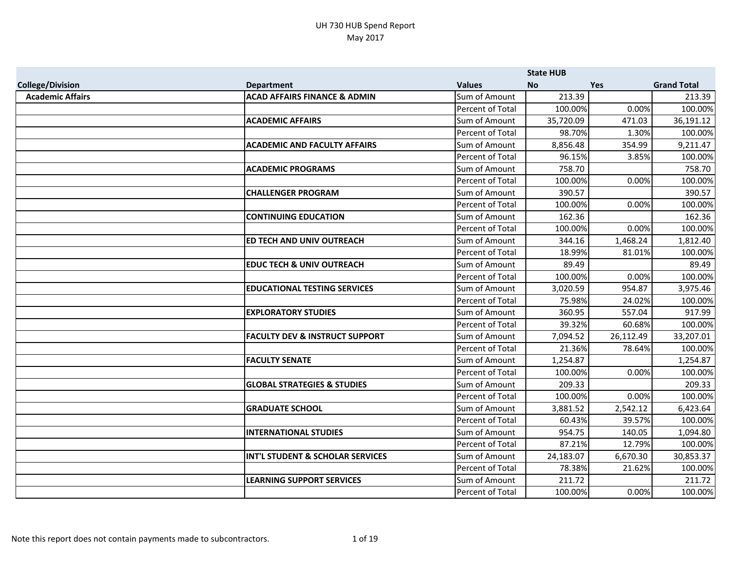# UH 730 HUB Spend Report
## May 2017

| | | | State HUB | | |
|---|---|---|---|---|---|
| **College/Division** | **Department** | **Values** | **No** | **Yes** | **Grand Total** |
| **Academic Affairs** | **ACAD AFFAIRS FINANCE & ADMIN** | Sum of Amount | 213.39 | | 213.39 |
| | | Percent of Total | 100.00% | 0.00% | 100.00% |
| | **ACADEMIC AFFAIRS** | Sum of Amount | 35,720.09 | 471.03 | 36,191.12 |
| | | Percent of Total | 98.70% | 1.30% | 100.00% |
| | **ACADEMIC AND FACULTY AFFAIRS** | Sum of Amount | 8,856.48 | 354.99 | 9,211.47 |
| | | Percent of Total | 96.15% | 3.85% | 100.00% |
| | **ACADEMIC PROGRAMS** | Sum of Amount | 758.70 | | 758.70 |
| | | Percent of Total | 100.00% | 0.00% | 100.00% |
| | **CHALLENGER PROGRAM** | Sum of Amount | 390.57 | | 390.57 |
| | | Percent of Total | 100.00% | 0.00% | 100.00% |
| | **CONTINUING EDUCATION** | Sum of Amount | 162.36 | | 162.36 |
| | | Percent of Total | 100.00% | 0.00% | 100.00% |
| | **ED TECH AND UNIV OUTREACH** | Sum of Amount | 344.16 | 1,468.24 | 1,812.40 |
| | | Percent of Total | 18.99% | 81.01% | 100.00% |
| | **EDUC TECH & UNIV OUTREACH** | Sum of Amount | 89.49 | | 89.49 |
| | | Percent of Total | 100.00% | 0.00% | 100.00% |
| | **EDUCATIONAL TESTING SERVICES** | Sum of Amount | 3,020.59 | 954.87 | 3,975.46 |
| | | Percent of Total | 75.98% | 24.02% | 100.00% |
| | **EXPLORATORY STUDIES** | Sum of Amount | 360.95 | 557.04 | 917.99 |
| | | Percent of Total | 39.32% | 60.68% | 100.00% |
| | **FACULTY DEV & INSTRUCT SUPPORT** | Sum of Amount | 7,094.52 | 26,112.49 | 33,207.01 |
| | | Percent of Total | 21.36% | 78.64% | 100.00% |
| | **FACULTY SENATE** | Sum of Amount | 1,254.87 | | 1,254.87 |
| | | Percent of Total | 100.00% | 0.00% | 100.00% |
| | **GLOBAL STRATEGIES & STUDIES** | Sum of Amount | 209.33 | | 209.33 |
| | | Percent of Total | 100.00% | 0.00% | 100.00% |
| | **GRADUATE SCHOOL** | Sum of Amount | 3,881.52 | 2,542.12 | 6,423.64 |
| | | Percent of Total | 60.43% | 39.57% | 100.00% |
| | **INTERNATIONAL STUDIES** | Sum of Amount | 954.75 | 140.05 | 1,094.80 |
| | | Percent of Total | 87.21% | 12.79% | 100.00% |
| | **INT'L STUDENT & SCHOLAR SERVICES** | Sum of Amount | 24,183.07 | 6,670.30 | 30,853.37 |
| | | Percent of Total | 78.38% | 21.62% | 100.00% |
| | **LEARNING SUPPORT SERVICES** | Sum of Amount | 211.72 | | 211.72 |
| | | Percent of Total | 100.00% | 0.00% | 100.00% |

Note this report does not contain payments made to subcontractors.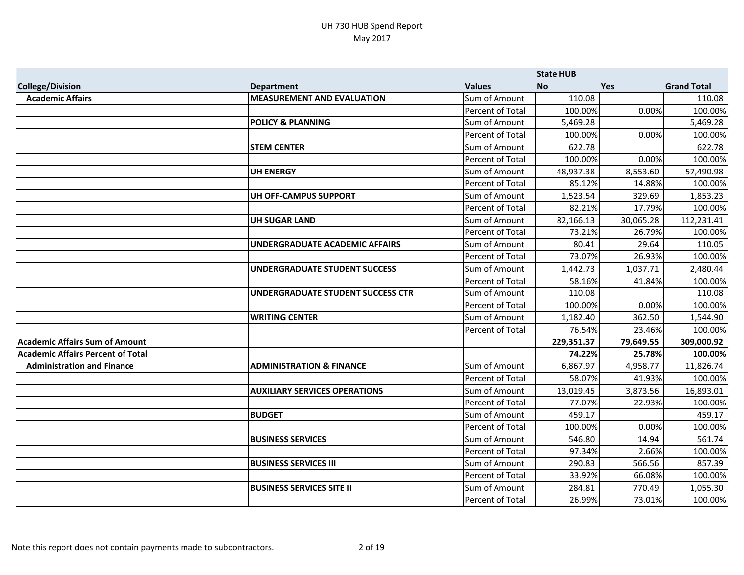UH 730 HUB Spend Report
May 2017

| | | | State HUB | | |
|---|---|---|---|---|---|
| **College/Division** | **Department** | **Values** | **No** | **Yes** | **Grand Total** |
| **Academic Affairs** | **MEASUREMENT AND EVALUATION** | Sum of Amount | 110.08 | | 110.08 |
| | | Percent of Total | 100.00% | 0.00% | 100.00% |
| | **POLICY & PLANNING** | Sum of Amount | 5,469.28 | | 5,469.28 |
| | | Percent of Total | 100.00% | 0.00% | 100.00% |
| | **STEM CENTER** | Sum of Amount | 622.78 | | 622.78 |
| | | Percent of Total | 100.00% | 0.00% | 100.00% |
| | **UH ENERGY** | Sum of Amount | 48,937.38 | 8,553.60 | 57,490.98 |
| | | Percent of Total | 85.12% | 14.88% | 100.00% |
| | **UH OFF-CAMPUS SUPPORT** | Sum of Amount | 1,523.54 | 329.69 | 1,853.23 |
| | | Percent of Total | 82.21% | 17.79% | 100.00% |
| | **UH SUGAR LAND** | Sum of Amount | 82,166.13 | 30,065.28 | 112,231.41 |
| | | Percent of Total | 73.21% | 26.79% | 100.00% |
| | **UNDERGRADUATE ACADEMIC AFFAIRS** | Sum of Amount | 80.41 | 29.64 | 110.05 |
| | | Percent of Total | 73.07% | 26.93% | 100.00% |
| | **UNDERGRADUATE STUDENT SUCCESS** | Sum of Amount | 1,442.73 | 1,037.71 | 2,480.44 |
| | | Percent of Total | 58.16% | 41.84% | 100.00% |
| | **UNDERGRADUATE STUDENT SUCCESS CTR** | Sum of Amount | 110.08 | | 110.08 |
| | | Percent of Total | 100.00% | 0.00% | 100.00% |
| | **WRITING CENTER** | Sum of Amount | 1,182.40 | 362.50 | 1,544.90 |
| | | Percent of Total | 76.54% | 23.46% | 100.00% |
| **Academic Affairs Sum of Amount** | | | **229,351.37** | **79,649.55** | **309,000.92** |
| **Academic Affairs Percent of Total** | | | **74.22%** | **25.78%** | **100.00%** |
| **Administration and Finance** | **ADMINISTRATION & FINANCE** | Sum of Amount | 6,867.97 | 4,958.77 | 11,826.74 |
| | | Percent of Total | 58.07% | 41.93% | 100.00% |
| | **AUXILIARY SERVICES OPERATIONS** | Sum of Amount | 13,019.45 | 3,873.56 | 16,893.01 |
| | | Percent of Total | 77.07% | 22.93% | 100.00% |
| | **BUDGET** | Sum of Amount | 459.17 | | 459.17 |
| | | Percent of Total | 100.00% | 0.00% | 100.00% |
| | **BUSINESS SERVICES** | Sum of Amount | 546.80 | 14.94 | 561.74 |
| | | Percent of Total | 97.34% | 2.66% | 100.00% |
| | **BUSINESS SERVICES III** | Sum of Amount | 290.83 | 566.56 | 857.39 |
| | | Percent of Total | 33.92% | 66.08% | 100.00% |
| | **BUSINESS SERVICES SITE II** | Sum of Amount | 284.81 | 770.49 | 1,055.30 |
| | | Percent of Total | 26.99% | 73.01% | 100.00% |

Note this report does not contain payments made to subcontractors.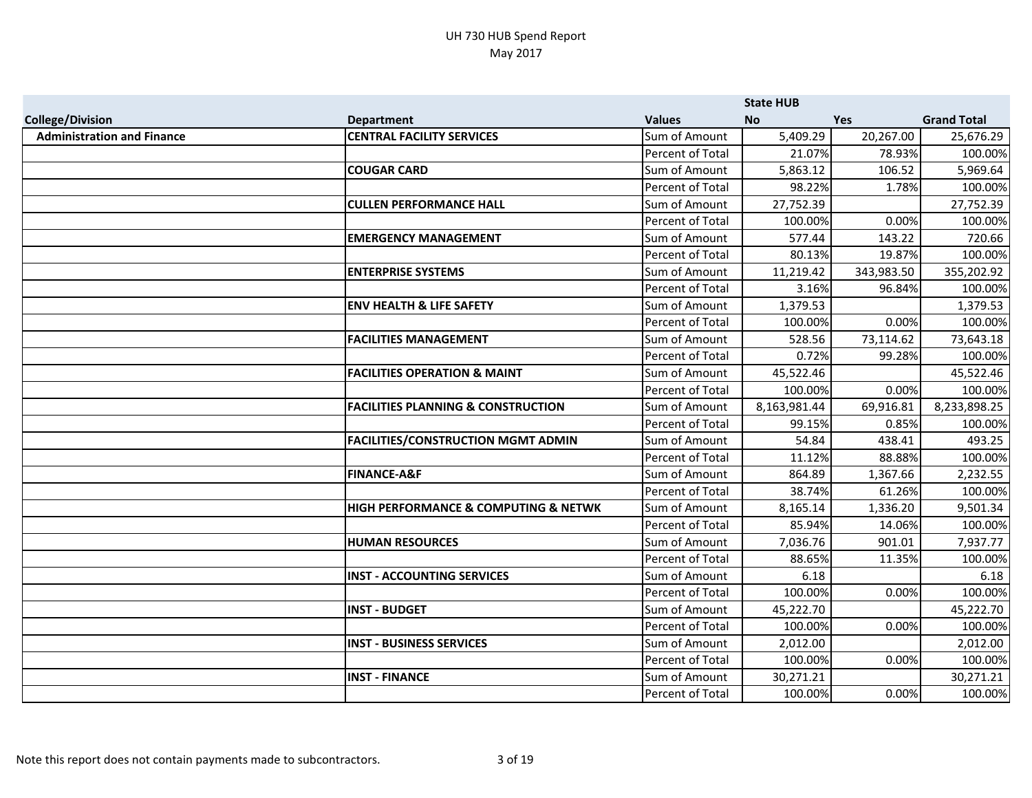UH 730 HUB Spend Report
May 2017

| College/Division | Department | Values | State HUB No | Yes | Grand Total |
|---|---|---|---|---|---|
| **Administration and Finance** | **CENTRAL FACILITY SERVICES** | Sum of Amount | 5,409.29 | 20,267.00 | 25,676.29 |
| | | Percent of Total | 21.07% | 78.93% | 100.00% |
| | **COUGAR CARD** | Sum of Amount | 5,863.12 | 106.52 | 5,969.64 |
| | | Percent of Total | 98.22% | 1.78% | 100.00% |
| | **CULLEN PERFORMANCE HALL** | Sum of Amount | 27,752.39 | | 27,752.39 |
| | | Percent of Total | 100.00% | 0.00% | 100.00% |
| | **EMERGENCY MANAGEMENT** | Sum of Amount | 577.44 | 143.22 | 720.66 |
| | | Percent of Total | 80.13% | 19.87% | 100.00% |
| | **ENTERPRISE SYSTEMS** | Sum of Amount | 11,219.42 | 343,983.50 | 355,202.92 |
| | | Percent of Total | 3.16% | 96.84% | 100.00% |
| | **ENV HEALTH & LIFE SAFETY** | Sum of Amount | 1,379.53 | | 1,379.53 |
| | | Percent of Total | 100.00% | 0.00% | 100.00% |
| | **FACILITIES MANAGEMENT** | Sum of Amount | 528.56 | 73,114.62 | 73,643.18 |
| | | Percent of Total | 0.72% | 99.28% | 100.00% |
| | **FACILITIES OPERATION & MAINT** | Sum of Amount | 45,522.46 | | 45,522.46 |
| | | Percent of Total | 100.00% | 0.00% | 100.00% |
| | **FACILITIES PLANNING & CONSTRUCTION** | Sum of Amount | 8,163,981.44 | 69,916.81 | 8,233,898.25 |
| | | Percent of Total | 99.15% | 0.85% | 100.00% |
| | **FACILITIES/CONSTRUCTION MGMT ADMIN** | Sum of Amount | 54.84 | 438.41 | 493.25 |
| | | Percent of Total | 11.12% | 88.88% | 100.00% |
| | **FINANCE-A&F** | Sum of Amount | 864.89 | 1,367.66 | 2,232.55 |
| | | Percent of Total | 38.74% | 61.26% | 100.00% |
| | **HIGH PERFORMANCE & COMPUTING & NETWK** | Sum of Amount | 8,165.14 | 1,336.20 | 9,501.34 |
| | | Percent of Total | 85.94% | 14.06% | 100.00% |
| | **HUMAN RESOURCES** | Sum of Amount | 7,036.76 | 901.01 | 7,937.77 |
| | | Percent of Total | 88.65% | 11.35% | 100.00% |
| | **INST - ACCOUNTING SERVICES** | Sum of Amount | 6.18 | | 6.18 |
| | | Percent of Total | 100.00% | 0.00% | 100.00% |
| | **INST - BUDGET** | Sum of Amount | 45,222.70 | | 45,222.70 |
| | | Percent of Total | 100.00% | 0.00% | 100.00% |
| | **INST - BUSINESS SERVICES** | Sum of Amount | 2,012.00 | | 2,012.00 |
| | | Percent of Total | 100.00% | 0.00% | 100.00% |
| | **INST - FINANCE** | Sum of Amount | 30,271.21 | | 30,271.21 |
| | | Percent of Total | 100.00% | 0.00% | 100.00% |

Note this report does not contain payments made to subcontractors.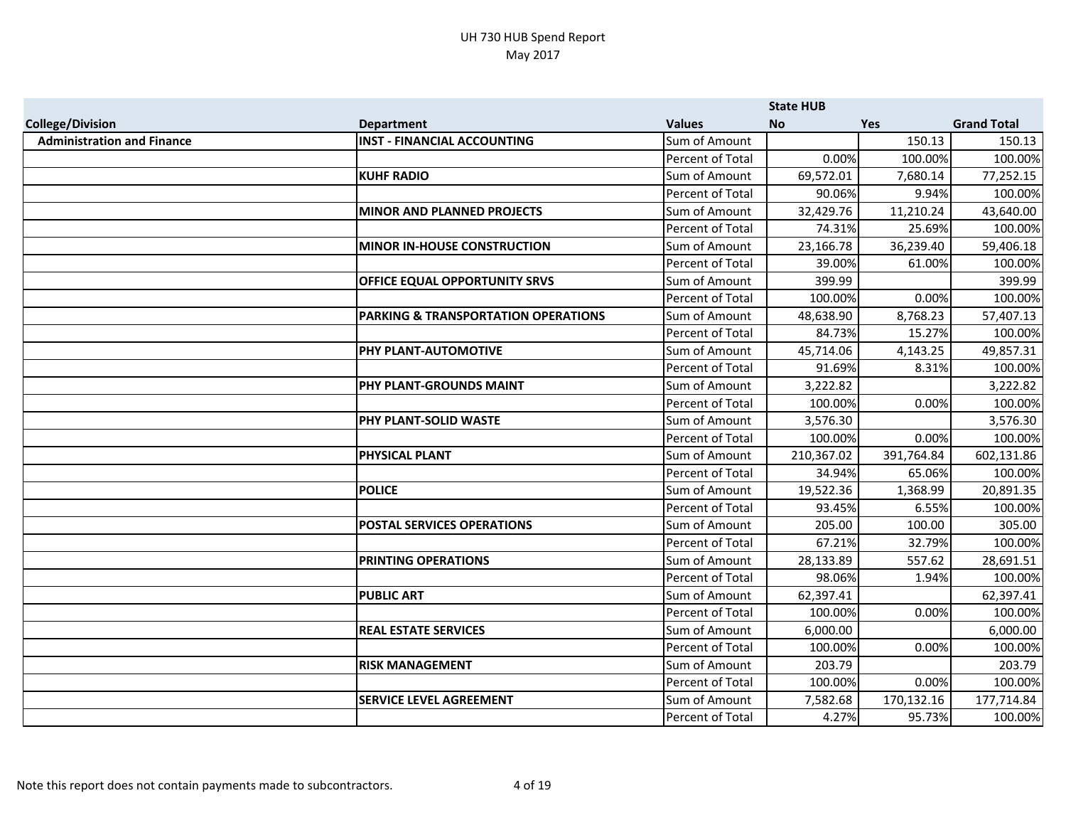UH 730 HUB Spend Report
May 2017

| | | | State HUB | | |
|---|---|---|---|---|---|
| College/Division | Department | Values | No | Yes | Grand Total |
| Administration and Finance | INST - FINANCIAL ACCOUNTING | Sum of Amount | | 150.13 | 150.13 |
| | | Percent of Total | 0.00% | 100.00% | 100.00% |
| | KUHF RADIO | Sum of Amount | 69,572.01 | 7,680.14 | 77,252.15 |
| | | Percent of Total | 90.06% | 9.94% | 100.00% |
| | MINOR AND PLANNED PROJECTS | Sum of Amount | 32,429.76 | 11,210.24 | 43,640.00 |
| | | Percent of Total | 74.31% | 25.69% | 100.00% |
| | MINOR IN-HOUSE CONSTRUCTION | Sum of Amount | 23,166.78 | 36,239.40 | 59,406.18 |
| | | Percent of Total | 39.00% | 61.00% | 100.00% |
| | OFFICE EQUAL OPPORTUNITY SRVS | Sum of Amount | 399.99 | | 399.99 |
| | | Percent of Total | 100.00% | 0.00% | 100.00% |
| | PARKING & TRANSPORTATION OPERATIONS | Sum of Amount | 48,638.90 | 8,768.23 | 57,407.13 |
| | | Percent of Total | 84.73% | 15.27% | 100.00% |
| | PHY PLANT-AUTOMOTIVE | Sum of Amount | 45,714.06 | 4,143.25 | 49,857.31 |
| | | Percent of Total | 91.69% | 8.31% | 100.00% |
| | PHY PLANT-GROUNDS MAINT | Sum of Amount | 3,222.82 | | 3,222.82 |
| | | Percent of Total | 100.00% | 0.00% | 100.00% |
| | PHY PLANT-SOLID WASTE | Sum of Amount | 3,576.30 | | 3,576.30 |
| | | Percent of Total | 100.00% | 0.00% | 100.00% |
| | PHYSICAL PLANT | Sum of Amount | 210,367.02 | 391,764.84 | 602,131.86 |
| | | Percent of Total | 34.94% | 65.06% | 100.00% |
| | POLICE | Sum of Amount | 19,522.36 | 1,368.99 | 20,891.35 |
| | | Percent of Total | 93.45% | 6.55% | 100.00% |
| | POSTAL SERVICES OPERATIONS | Sum of Amount | 205.00 | 100.00 | 305.00 |
| | | Percent of Total | 67.21% | 32.79% | 100.00% |
| | PRINTING OPERATIONS | Sum of Amount | 28,133.89 | 557.62 | 28,691.51 |
| | | Percent of Total | 98.06% | 1.94% | 100.00% |
| | PUBLIC ART | Sum of Amount | 62,397.41 | | 62,397.41 |
| | | Percent of Total | 100.00% | 0.00% | 100.00% |
| | REAL ESTATE SERVICES | Sum of Amount | 6,000.00 | | 6,000.00 |
| | | Percent of Total | 100.00% | 0.00% | 100.00% |
| | RISK MANAGEMENT | Sum of Amount | 203.79 | | 203.79 |
| | | Percent of Total | 100.00% | 0.00% | 100.00% |
| | SERVICE LEVEL AGREEMENT | Sum of Amount | 7,582.68 | 170,132.16 | 177,714.84 |
| | | Percent of Total | 4.27% | 95.73% | 100.00% |

Note this report does not contain payments made to subcontractors.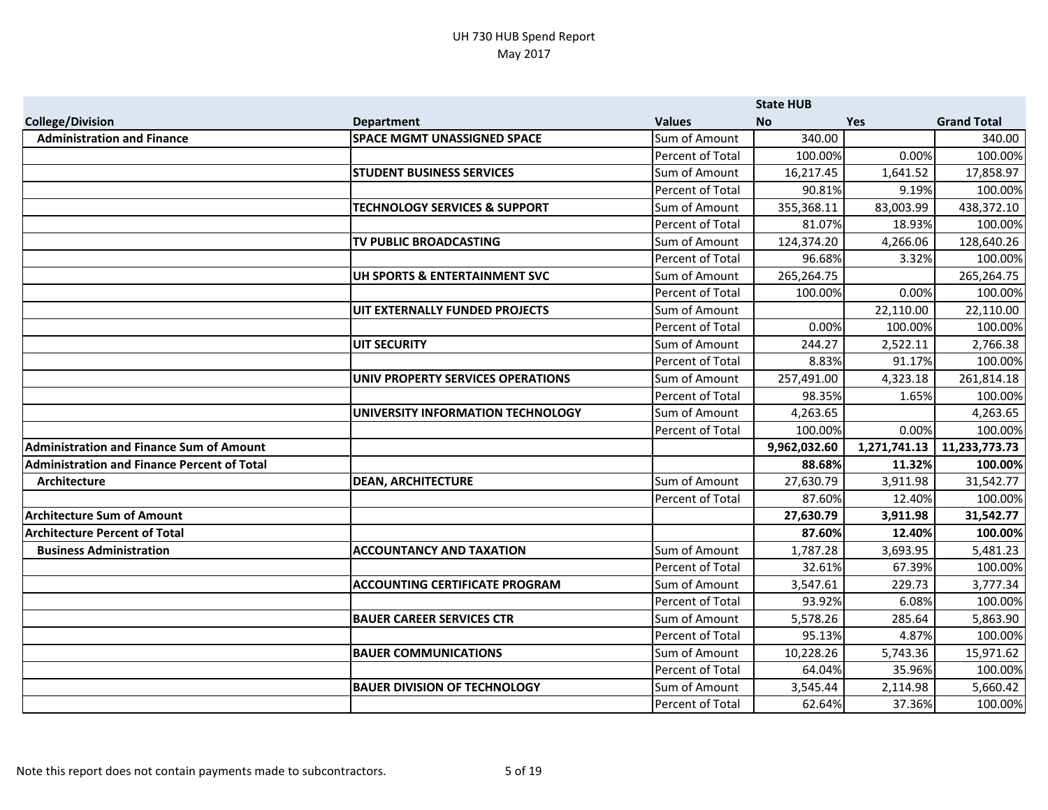# UH 730 HUB Spend Report

May 2017

| College/Division | Department | Values | State HUB No | Yes | Grand Total |
|---|---|---|---|---|---|
| Administration and Finance | SPACE MGMT UNASSIGNED SPACE | Sum of Amount | 340.00 | | 340.00 |
| | | Percent of Total | 100.00% | 0.00% | 100.00% |
| | STUDENT BUSINESS SERVICES | Sum of Amount | 16,217.45 | 1,641.52 | 17,858.97 |
| | | Percent of Total | 90.81% | 9.19% | 100.00% |
| | TECHNOLOGY SERVICES & SUPPORT | Sum of Amount | 355,368.11 | 83,003.99 | 438,372.10 |
| | | Percent of Total | 81.07% | 18.93% | 100.00% |
| | TV PUBLIC BROADCASTING | Sum of Amount | 124,374.20 | 4,266.06 | 128,640.26 |
| | | Percent of Total | 96.68% | 3.32% | 100.00% |
| | UH SPORTS & ENTERTAINMENT SVC | Sum of Amount | 265,264.75 | | 265,264.75 |
| | | Percent of Total | 100.00% | 0.00% | 100.00% |
| | UIT EXTERNALLY FUNDED PROJECTS | Sum of Amount | | 22,110.00 | 22,110.00 |
| | | Percent of Total | 0.00% | 100.00% | 100.00% |
| | UIT SECURITY | Sum of Amount | 244.27 | 2,522.11 | 2,766.38 |
| | | Percent of Total | 8.83% | 91.17% | 100.00% |
| | UNIV PROPERTY SERVICES OPERATIONS | Sum of Amount | 257,491.00 | 4,323.18 | 261,814.18 |
| | | Percent of Total | 98.35% | 1.65% | 100.00% |
| | UNIVERSITY INFORMATION TECHNOLOGY | Sum of Amount | 4,263.65 | | 4,263.65 |
| | | Percent of Total | 100.00% | 0.00% | 100.00% |
| **Administration and Finance Sum of Amount** | | | **9,962,032.60** | **1,271,741.13** | **11,233,773.73** |
| **Administration and Finance Percent of Total** | | | **88.68%** | **11.32%** | **100.00%** |
| Architecture | DEAN, ARCHITECTURE | Sum of Amount | 27,630.79 | 3,911.98 | 31,542.77 |
| | | Percent of Total | 87.60% | 12.40% | 100.00% |
| **Architecture Sum of Amount** | | | **27,630.79** | **3,911.98** | **31,542.77** |
| **Architecture Percent of Total** | | | **87.60%** | **12.40%** | **100.00%** |
| Business Administration | ACCOUNTANCY AND TAXATION | Sum of Amount | 1,787.28 | 3,693.95 | 5,481.23 |
| | | Percent of Total | 32.61% | 67.39% | 100.00% |
| | ACCOUNTING CERTIFICATE PROGRAM | Sum of Amount | 3,547.61 | 229.73 | 3,777.34 |
| | | Percent of Total | 93.92% | 6.08% | 100.00% |
| | BAUER CAREER SERVICES CTR | Sum of Amount | 5,578.26 | 285.64 | 5,863.90 |
| | | Percent of Total | 95.13% | 4.87% | 100.00% |
| | BAUER COMMUNICATIONS | Sum of Amount | 10,228.26 | 5,743.36 | 15,971.62 |
| | | Percent of Total | 64.04% | 35.96% | 100.00% |
| | BAUER DIVISION OF TECHNOLOGY | Sum of Amount | 3,545.44 | 2,114.98 | 5,660.42 |
| | | Percent of Total | 62.64% | 37.36% | 100.00% |

Note this report does not contain payments made to subcontractors.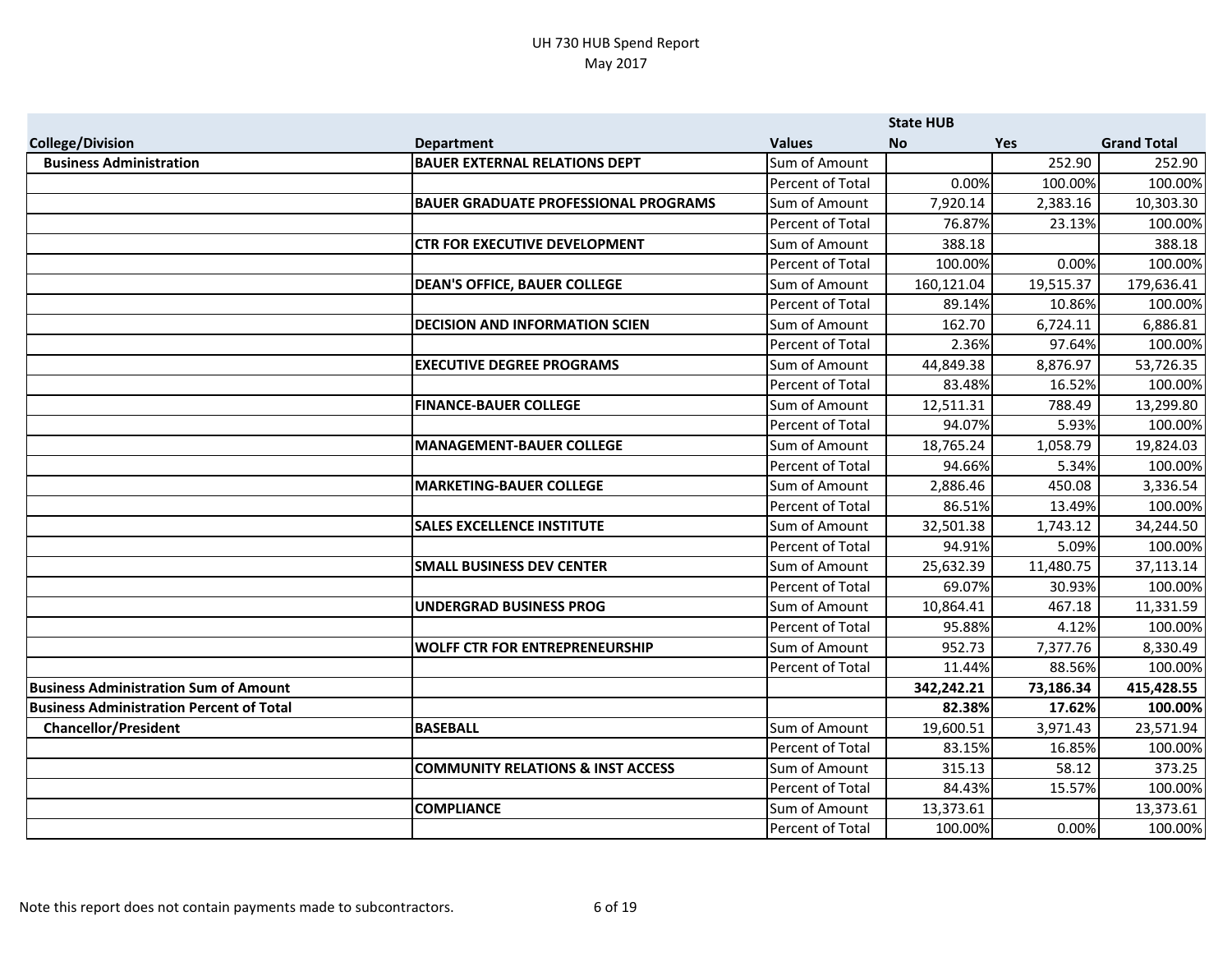UH 730 HUB Spend Report
May 2017

| College/Division | Department | Values | State HUB No | Yes | Grand Total |
|---|---|---|---|---|---|
| **Business Administration** | **BAUER EXTERNAL RELATIONS DEPT** | Sum of Amount | | 252.90 | 252.90 |
| | | Percent of Total | 0.00% | 100.00% | 100.00% |
| | **BAUER GRADUATE PROFESSIONAL PROGRAMS** | Sum of Amount | 7,920.14 | 2,383.16 | 10,303.30 |
| | | Percent of Total | 76.87% | 23.13% | 100.00% |
| | **CTR FOR EXECUTIVE DEVELOPMENT** | Sum of Amount | 388.18 | | 388.18 |
| | | Percent of Total | 100.00% | 0.00% | 100.00% |
| | **DEAN'S OFFICE, BAUER COLLEGE** | Sum of Amount | 160,121.04 | 19,515.37 | 179,636.41 |
| | | Percent of Total | 89.14% | 10.86% | 100.00% |
| | **DECISION AND INFORMATION SCIEN** | Sum of Amount | 162.70 | 6,724.11 | 6,886.81 |
| | | Percent of Total | 2.36% | 97.64% | 100.00% |
| | **EXECUTIVE DEGREE PROGRAMS** | Sum of Amount | 44,849.38 | 8,876.97 | 53,726.35 |
| | | Percent of Total | 83.48% | 16.52% | 100.00% |
| | **FINANCE-BAUER COLLEGE** | Sum of Amount | 12,511.31 | 788.49 | 13,299.80 |
| | | Percent of Total | 94.07% | 5.93% | 100.00% |
| | **MANAGEMENT-BAUER COLLEGE** | Sum of Amount | 18,765.24 | 1,058.79 | 19,824.03 |
| | | Percent of Total | 94.66% | 5.34% | 100.00% |
| | **MARKETING-BAUER COLLEGE** | Sum of Amount | 2,886.46 | 450.08 | 3,336.54 |
| | | Percent of Total | 86.51% | 13.49% | 100.00% |
| | **SALES EXCELLENCE INSTITUTE** | Sum of Amount | 32,501.38 | 1,743.12 | 34,244.50 |
| | | Percent of Total | 94.91% | 5.09% | 100.00% |
| | **SMALL BUSINESS DEV CENTER** | Sum of Amount | 25,632.39 | 11,480.75 | 37,113.14 |
| | | Percent of Total | 69.07% | 30.93% | 100.00% |
| | **UNDERGRAD BUSINESS PROG** | Sum of Amount | 10,864.41 | 467.18 | 11,331.59 |
| | | Percent of Total | 95.88% | 4.12% | 100.00% |
| | **WOLFF CTR FOR ENTREPRENEURSHIP** | Sum of Amount | 952.73 | 7,377.76 | 8,330.49 |
| | | Percent of Total | 11.44% | 88.56% | 100.00% |
| **Business Administration Sum of Amount** | | | **342,242.21** | **73,186.34** | **415,428.55** |
| **Business Administration Percent of Total** | | | **82.38%** | **17.62%** | **100.00%** |
| **Chancellor/President** | **BASEBALL** | Sum of Amount | 19,600.51 | 3,971.43 | 23,571.94 |
| | | Percent of Total | 83.15% | 16.85% | 100.00% |
| | **COMMUNITY RELATIONS & INST ACCESS** | Sum of Amount | 315.13 | 58.12 | 373.25 |
| | | Percent of Total | 84.43% | 15.57% | 100.00% |
| | **COMPLIANCE** | Sum of Amount | 13,373.61 | | 13,373.61 |
| | | Percent of Total | 100.00% | 0.00% | 100.00% |

Note this report does not contain payments made to subcontractors.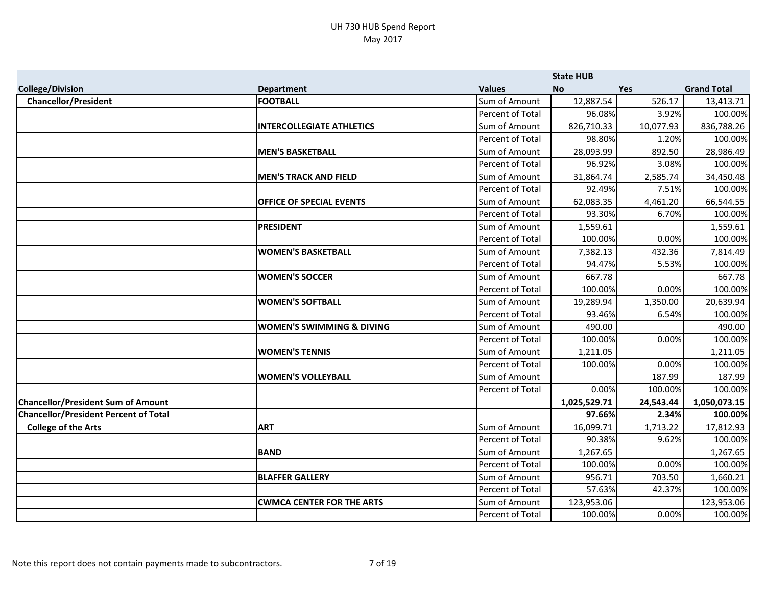UH 730 HUB Spend Report
May 2017

| | | | State HUB | | |
|---|---|---|---|---|---|
| **College/Division** | **Department** | **Values** | **No** | **Yes** | **Grand Total** |
| **Chancellor/President** | **FOOTBALL** | Sum of Amount | 12,887.54 | 526.17 | 13,413.71 |
| | | Percent of Total | 96.08% | 3.92% | 100.00% |
| | **INTERCOLLEGIATE ATHLETICS** | Sum of Amount | 826,710.33 | 10,077.93 | 836,788.26 |
| | | Percent of Total | 98.80% | 1.20% | 100.00% |
| | **MEN'S BASKETBALL** | Sum of Amount | 28,093.99 | 892.50 | 28,986.49 |
| | | Percent of Total | 96.92% | 3.08% | 100.00% |
| | **MEN'S TRACK AND FIELD** | Sum of Amount | 31,864.74 | 2,585.74 | 34,450.48 |
| | | Percent of Total | 92.49% | 7.51% | 100.00% |
| | **OFFICE OF SPECIAL EVENTS** | Sum of Amount | 62,083.35 | 4,461.20 | 66,544.55 |
| | | Percent of Total | 93.30% | 6.70% | 100.00% |
| | **PRESIDENT** | Sum of Amount | 1,559.61 | | 1,559.61 |
| | | Percent of Total | 100.00% | 0.00% | 100.00% |
| | **WOMEN'S BASKETBALL** | Sum of Amount | 7,382.13 | 432.36 | 7,814.49 |
| | | Percent of Total | 94.47% | 5.53% | 100.00% |
| | **WOMEN'S SOCCER** | Sum of Amount | 667.78 | | 667.78 |
| | | Percent of Total | 100.00% | 0.00% | 100.00% |
| | **WOMEN'S SOFTBALL** | Sum of Amount | 19,289.94 | 1,350.00 | 20,639.94 |
| | | Percent of Total | 93.46% | 6.54% | 100.00% |
| | **WOMEN'S SWIMMING & DIVING** | Sum of Amount | 490.00 | | 490.00 |
| | | Percent of Total | 100.00% | 0.00% | 100.00% |
| | **WOMEN'S TENNIS** | Sum of Amount | 1,211.05 | | 1,211.05 |
| | | Percent of Total | 100.00% | 0.00% | 100.00% |
| | **WOMEN'S VOLLEYBALL** | Sum of Amount | | 187.99 | 187.99 |
| | | Percent of Total | 0.00% | 100.00% | 100.00% |
| **Chancellor/President Sum of Amount** | | | **1,025,529.71** | **24,543.44** | **1,050,073.15** |
| **Chancellor/President Percent of Total** | | | **97.66%** | **2.34%** | **100.00%** |
| **College of the Arts** | **ART** | Sum of Amount | 16,099.71 | 1,713.22 | 17,812.93 |
| | | Percent of Total | 90.38% | 9.62% | 100.00% |
| | **BAND** | Sum of Amount | 1,267.65 | | 1,267.65 |
| | | Percent of Total | 100.00% | 0.00% | 100.00% |
| | **BLAFFER GALLERY** | Sum of Amount | 956.71 | 703.50 | 1,660.21 |
| | | Percent of Total | 57.63% | 42.37% | 100.00% |
| | **CWMCA CENTER FOR THE ARTS** | Sum of Amount | 123,953.06 | | 123,953.06 |
| | | Percent of Total | 100.00% | 0.00% | 100.00% |

Note this report does not contain payments made to subcontractors.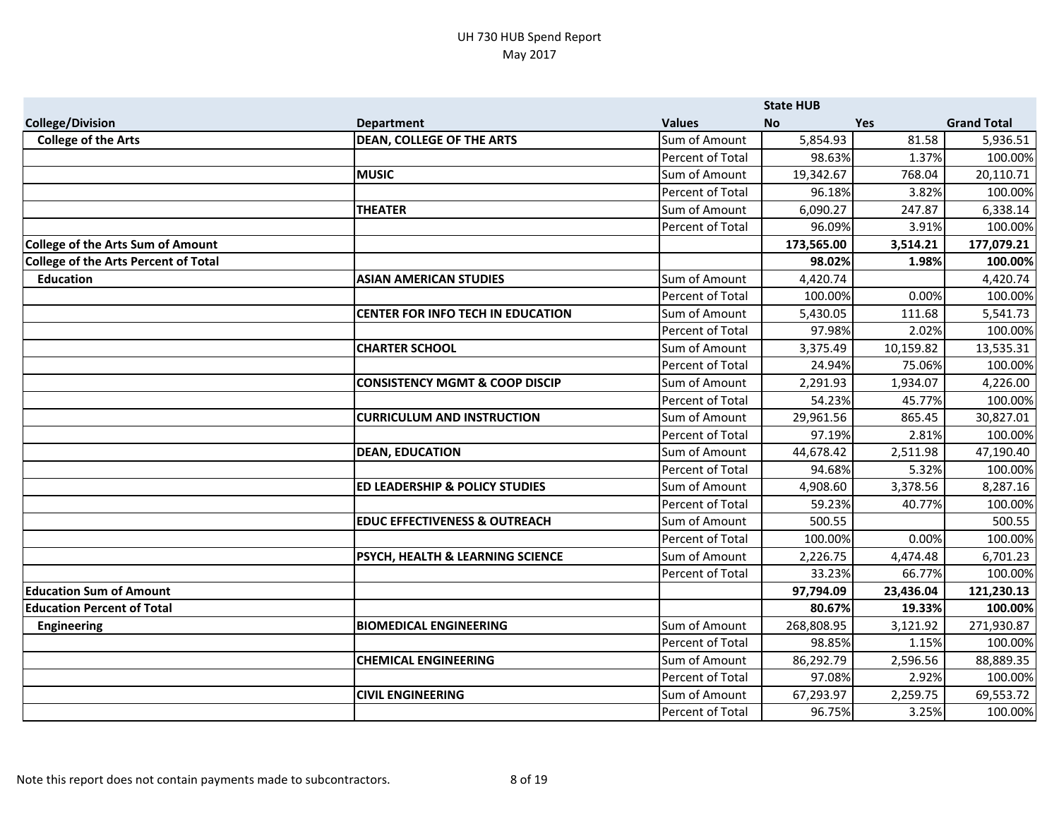UH 730 HUB Spend Report
May 2017

| College/Division | Department | Values | State HUB No | Yes | Grand Total |
|---|---|---|---|---|---|
| **College of the Arts** | **DEAN, COLLEGE OF THE ARTS** | Sum of Amount | 5,854.93 | 81.58 | 5,936.51 |
| | | Percent of Total | 98.63% | 1.37% | 100.00% |
| | **MUSIC** | Sum of Amount | 19,342.67 | 768.04 | 20,110.71 |
| | | Percent of Total | 96.18% | 3.82% | 100.00% |
| | **THEATER** | Sum of Amount | 6,090.27 | 247.87 | 6,338.14 |
| | | Percent of Total | 96.09% | 3.91% | 100.00% |
| **College of the Arts Sum of Amount** | | | **173,565.00** | **3,514.21** | **177,079.21** |
| **College of the Arts Percent of Total** | | | **98.02%** | **1.98%** | **100.00%** |
| **Education** | **ASIAN AMERICAN STUDIES** | Sum of Amount | 4,420.74 | | 4,420.74 |
| | | Percent of Total | 100.00% | 0.00% | 100.00% |
| | **CENTER FOR INFO TECH IN EDUCATION** | Sum of Amount | 5,430.05 | 111.68 | 5,541.73 |
| | | Percent of Total | 97.98% | 2.02% | 100.00% |
| | **CHARTER SCHOOL** | Sum of Amount | 3,375.49 | 10,159.82 | 13,535.31 |
| | | Percent of Total | 24.94% | 75.06% | 100.00% |
| | **CONSISTENCY MGMT & COOP DISCIP** | Sum of Amount | 2,291.93 | 1,934.07 | 4,226.00 |
| | | Percent of Total | 54.23% | 45.77% | 100.00% |
| | **CURRICULUM AND INSTRUCTION** | Sum of Amount | 29,961.56 | 865.45 | 30,827.01 |
| | | Percent of Total | 97.19% | 2.81% | 100.00% |
| | **DEAN, EDUCATION** | Sum of Amount | 44,678.42 | 2,511.98 | 47,190.40 |
| | | Percent of Total | 94.68% | 5.32% | 100.00% |
| | **ED LEADERSHIP & POLICY STUDIES** | Sum of Amount | 4,908.60 | 3,378.56 | 8,287.16 |
| | | Percent of Total | 59.23% | 40.77% | 100.00% |
| | **EDUC EFFECTIVENESS & OUTREACH** | Sum of Amount | 500.55 | | 500.55 |
| | | Percent of Total | 100.00% | 0.00% | 100.00% |
| | **PSYCH, HEALTH & LEARNING SCIENCE** | Sum of Amount | 2,226.75 | 4,474.48 | 6,701.23 |
| | | Percent of Total | 33.23% | 66.77% | 100.00% |
| **Education Sum of Amount** | | | **97,794.09** | **23,436.04** | **121,230.13** |
| **Education Percent of Total** | | | **80.67%** | **19.33%** | **100.00%** |
| **Engineering** | **BIOMEDICAL ENGINEERING** | Sum of Amount | 268,808.95 | 3,121.92 | 271,930.87 |
| | | Percent of Total | 98.85% | 1.15% | 100.00% |
| | **CHEMICAL ENGINEERING** | Sum of Amount | 86,292.79 | 2,596.56 | 88,889.35 |
| | | Percent of Total | 97.08% | 2.92% | 100.00% |
| | **CIVIL ENGINEERING** | Sum of Amount | 67,293.97 | 2,259.75 | 69,553.72 |
| | | Percent of Total | 96.75% | 3.25% | 100.00% |

Note this report does not contain payments made to subcontractors.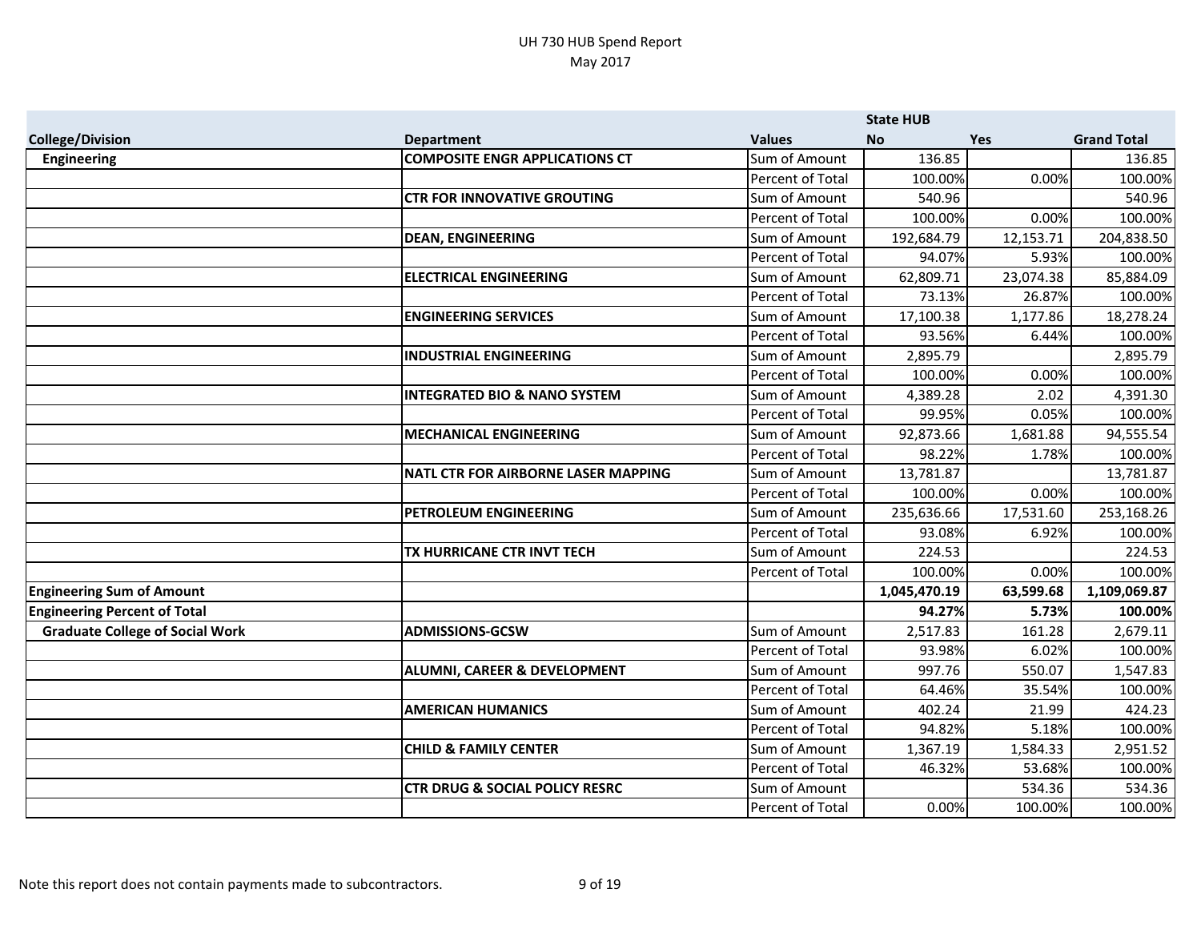UH 730 HUB Spend Report
May 2017

| | | | State HUB | | |
|---|---|---|---|---|---|
| **College/Division** | **Department** | **Values** | **No** | **Yes** | **Grand Total** |
| **Engineering** | **COMPOSITE ENGR APPLICATIONS CT** | Sum of Amount | 136.85 | | 136.85 |
| | | Percent of Total | 100.00% | 0.00% | 100.00% |
| | **CTR FOR INNOVATIVE GROUTING** | Sum of Amount | 540.96 | | 540.96 |
| | | Percent of Total | 100.00% | 0.00% | 100.00% |
| | **DEAN, ENGINEERING** | Sum of Amount | 192,684.79 | 12,153.71 | 204,838.50 |
| | | Percent of Total | 94.07% | 5.93% | 100.00% |
| | **ELECTRICAL ENGINEERING** | Sum of Amount | 62,809.71 | 23,074.38 | 85,884.09 |
| | | Percent of Total | 73.13% | 26.87% | 100.00% |
| | **ENGINEERING SERVICES** | Sum of Amount | 17,100.38 | 1,177.86 | 18,278.24 |
| | | Percent of Total | 93.56% | 6.44% | 100.00% |
| | **INDUSTRIAL ENGINEERING** | Sum of Amount | 2,895.79 | | 2,895.79 |
| | | Percent of Total | 100.00% | 0.00% | 100.00% |
| | **INTEGRATED BIO & NANO SYSTEM** | Sum of Amount | 4,389.28 | 2.02 | 4,391.30 |
| | | Percent of Total | 99.95% | 0.05% | 100.00% |
| | **MECHANICAL ENGINEERING** | Sum of Amount | 92,873.66 | 1,681.88 | 94,555.54 |
| | | Percent of Total | 98.22% | 1.78% | 100.00% |
| | **NATL CTR FOR AIRBORNE LASER MAPPING** | Sum of Amount | 13,781.87 | | 13,781.87 |
| | | Percent of Total | 100.00% | 0.00% | 100.00% |
| | **PETROLEUM ENGINEERING** | Sum of Amount | 235,636.66 | 17,531.60 | 253,168.26 |
| | | Percent of Total | 93.08% | 6.92% | 100.00% |
| | **TX HURRICANE CTR INVT TECH** | Sum of Amount | 224.53 | | 224.53 |
| | | Percent of Total | 100.00% | 0.00% | 100.00% |
| **Engineering Sum of Amount** | | | **1,045,470.19** | **63,599.68** | **1,109,069.87** |
| **Engineering Percent of Total** | | | **94.27%** | **5.73%** | **100.00%** |
| **Graduate College of Social Work** | **ADMISSIONS-GCSW** | Sum of Amount | 2,517.83 | 161.28 | 2,679.11 |
| | | Percent of Total | 93.98% | 6.02% | 100.00% |
| | **ALUMNI, CAREER & DEVELOPMENT** | Sum of Amount | 997.76 | 550.07 | 1,547.83 |
| | | Percent of Total | 64.46% | 35.54% | 100.00% |
| | **AMERICAN HUMANICS** | Sum of Amount | 402.24 | 21.99 | 424.23 |
| | | Percent of Total | 94.82% | 5.18% | 100.00% |
| | **CHILD & FAMILY CENTER** | Sum of Amount | 1,367.19 | 1,584.33 | 2,951.52 |
| | | Percent of Total | 46.32% | 53.68% | 100.00% |
| | **CTR DRUG & SOCIAL POLICY RESRC** | Sum of Amount | | 534.36 | 534.36 |
| | | Percent of Total | 0.00% | 100.00% | 100.00% |

Note this report does not contain payments made to subcontractors.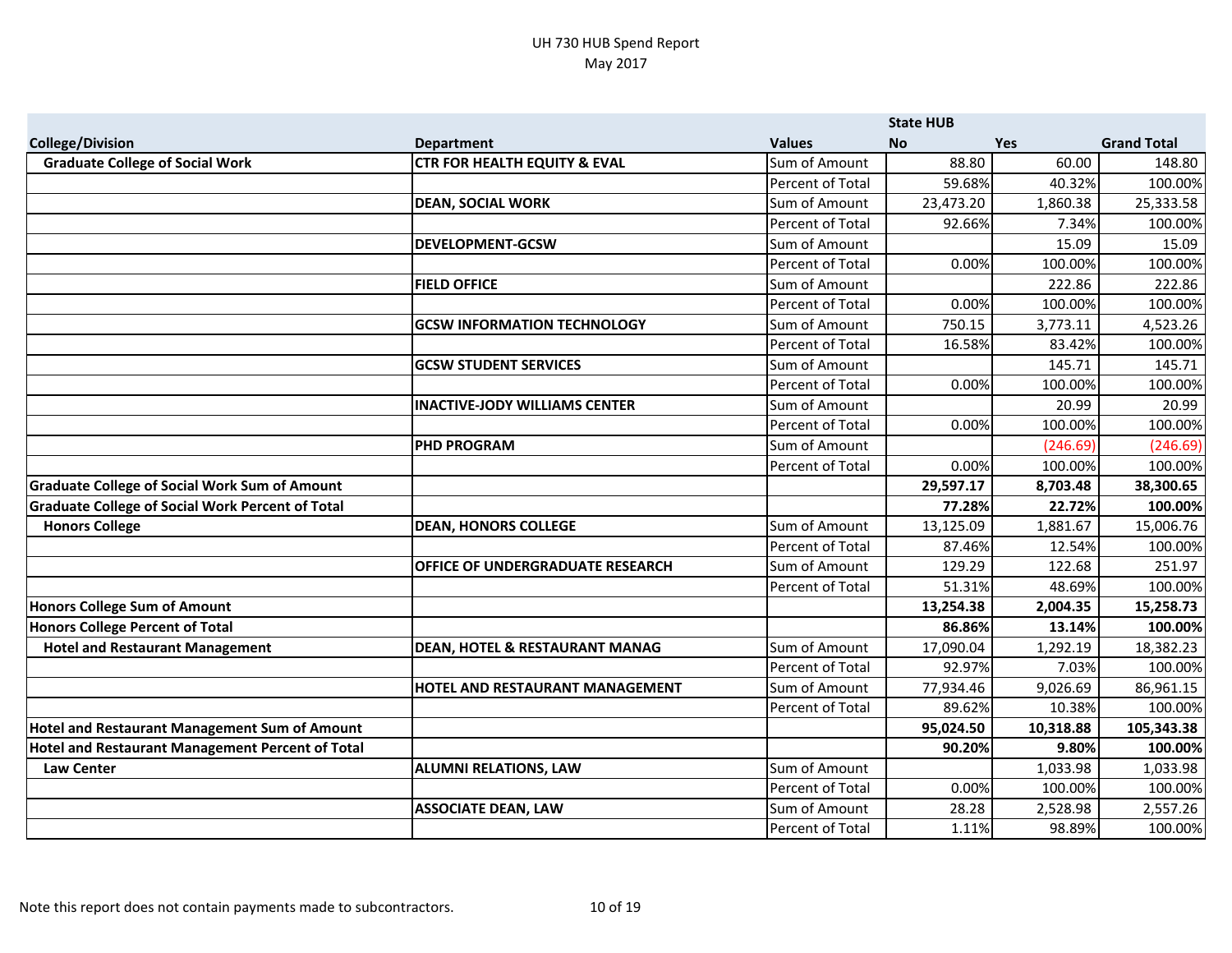UH 730 HUB Spend Report
May 2017

| College/Division | Department | Values | State HUB No | Yes | Grand Total |
|---|---|---|---|---|---|
| **Graduate College of Social Work** | **CTR FOR HEALTH EQUITY & EVAL** | Sum of Amount | 88.80 | 60.00 | 148.80 |
| | | Percent of Total | 59.68% | 40.32% | 100.00% |
| | **DEAN, SOCIAL WORK** | Sum of Amount | 23,473.20 | 1,860.38 | 25,333.58 |
| | | Percent of Total | 92.66% | 7.34% | 100.00% |
| | **DEVELOPMENT-GCSW** | Sum of Amount | | 15.09 | 15.09 |
| | | Percent of Total | 0.00% | 100.00% | 100.00% |
| | **FIELD OFFICE** | Sum of Amount | | 222.86 | 222.86 |
| | | Percent of Total | 0.00% | 100.00% | 100.00% |
| | **GCSW INFORMATION TECHNOLOGY** | Sum of Amount | 750.15 | 3,773.11 | 4,523.26 |
| | | Percent of Total | 16.58% | 83.42% | 100.00% |
| | **GCSW STUDENT SERVICES** | Sum of Amount | | 145.71 | 145.71 |
| | | Percent of Total | 0.00% | 100.00% | 100.00% |
| | **INACTIVE-JODY WILLIAMS CENTER** | Sum of Amount | | 20.99 | 20.99 |
| | | Percent of Total | 0.00% | 100.00% | 100.00% |
| | **PHD PROGRAM** | Sum of Amount | | (246.69) | (246.69) |
| | | Percent of Total | 0.00% | 100.00% | 100.00% |
| **Graduate College of Social Work Sum of Amount** | | | **29,597.17** | **8,703.48** | **38,300.65** |
| **Graduate College of Social Work Percent of Total** | | | **77.28%** | **22.72%** | **100.00%** |
| **Honors College** | **DEAN, HONORS COLLEGE** | Sum of Amount | 13,125.09 | 1,881.67 | 15,006.76 |
| | | Percent of Total | 87.46% | 12.54% | 100.00% |
| | **OFFICE OF UNDERGRADUATE RESEARCH** | Sum of Amount | 129.29 | 122.68 | 251.97 |
| | | Percent of Total | 51.31% | 48.69% | 100.00% |
| **Honors College Sum of Amount** | | | **13,254.38** | **2,004.35** | **15,258.73** |
| **Honors College Percent of Total** | | | **86.86%** | **13.14%** | **100.00%** |
| **Hotel and Restaurant Management** | **DEAN, HOTEL & RESTAURANT MANAG** | Sum of Amount | 17,090.04 | 1,292.19 | 18,382.23 |
| | | Percent of Total | 92.97% | 7.03% | 100.00% |
| | **HOTEL AND RESTAURANT MANAGEMENT** | Sum of Amount | 77,934.46 | 9,026.69 | 86,961.15 |
| | | Percent of Total | 89.62% | 10.38% | 100.00% |
| **Hotel and Restaurant Management Sum of Amount** | | | **95,024.50** | **10,318.88** | **105,343.38** |
| **Hotel and Restaurant Management Percent of Total** | | | **90.20%** | **9.80%** | **100.00%** |
| **Law Center** | **ALUMNI RELATIONS, LAW** | Sum of Amount | | 1,033.98 | 1,033.98 |
| | | Percent of Total | 0.00% | 100.00% | 100.00% |
| | **ASSOCIATE DEAN, LAW** | Sum of Amount | 28.28 | 2,528.98 | 2,557.26 |
| | | Percent of Total | 1.11% | 98.89% | 100.00% |

Note this report does not contain payments made to subcontractors.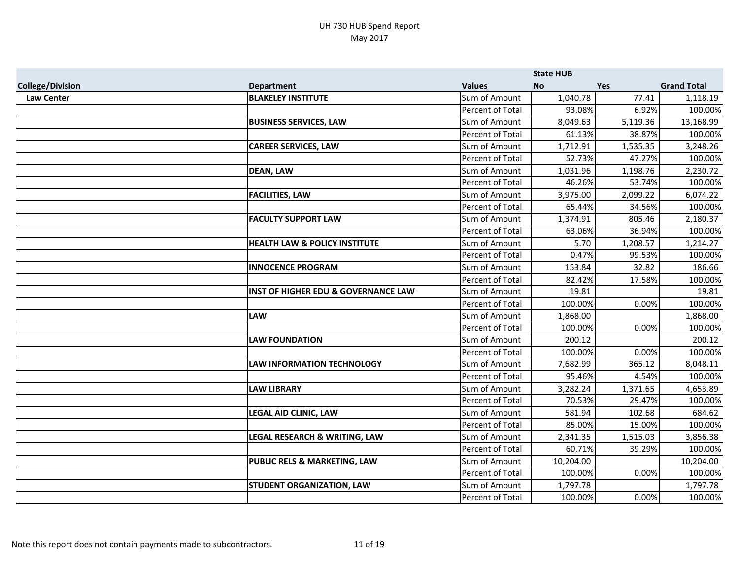UH 730 HUB Spend Report
May 2017

| College/Division | Department | Values | State HUB No | Yes | Grand Total |
|---|---|---|---|---|---|
| **Law Center** | **BLAKELEY INSTITUTE** | Sum of Amount | 1,040.78 | 77.41 | 1,118.19 |
| | | Percent of Total | 93.08% | 6.92% | 100.00% |
| | **BUSINESS SERVICES, LAW** | Sum of Amount | 8,049.63 | 5,119.36 | 13,168.99 |
| | | Percent of Total | 61.13% | 38.87% | 100.00% |
| | **CAREER SERVICES, LAW** | Sum of Amount | 1,712.91 | 1,535.35 | 3,248.26 |
| | | Percent of Total | 52.73% | 47.27% | 100.00% |
| | **DEAN, LAW** | Sum of Amount | 1,031.96 | 1,198.76 | 2,230.72 |
| | | Percent of Total | 46.26% | 53.74% | 100.00% |
| | **FACILITIES, LAW** | Sum of Amount | 3,975.00 | 2,099.22 | 6,074.22 |
| | | Percent of Total | 65.44% | 34.56% | 100.00% |
| | **FACULTY SUPPORT LAW** | Sum of Amount | 1,374.91 | 805.46 | 2,180.37 |
| | | Percent of Total | 63.06% | 36.94% | 100.00% |
| | **HEALTH LAW & POLICY INSTITUTE** | Sum of Amount | 5.70 | 1,208.57 | 1,214.27 |
| | | Percent of Total | 0.47% | 99.53% | 100.00% |
| | **INNOCENCE PROGRAM** | Sum of Amount | 153.84 | 32.82 | 186.66 |
| | | Percent of Total | 82.42% | 17.58% | 100.00% |
| | **INST OF HIGHER EDU & GOVERNANCE LAW** | Sum of Amount | 19.81 | | 19.81 |
| | | Percent of Total | 100.00% | 0.00% | 100.00% |
| | **LAW** | Sum of Amount | 1,868.00 | | 1,868.00 |
| | | Percent of Total | 100.00% | 0.00% | 100.00% |
| | **LAW FOUNDATION** | Sum of Amount | 200.12 | | 200.12 |
| | | Percent of Total | 100.00% | 0.00% | 100.00% |
| | **LAW INFORMATION TECHNOLOGY** | Sum of Amount | 7,682.99 | 365.12 | 8,048.11 |
| | | Percent of Total | 95.46% | 4.54% | 100.00% |
| | **LAW LIBRARY** | Sum of Amount | 3,282.24 | 1,371.65 | 4,653.89 |
| | | Percent of Total | 70.53% | 29.47% | 100.00% |
| | **LEGAL AID CLINIC, LAW** | Sum of Amount | 581.94 | 102.68 | 684.62 |
| | | Percent of Total | 85.00% | 15.00% | 100.00% |
| | **LEGAL RESEARCH & WRITING, LAW** | Sum of Amount | 2,341.35 | 1,515.03 | 3,856.38 |
| | | Percent of Total | 60.71% | 39.29% | 100.00% |
| | **PUBLIC RELS & MARKETING, LAW** | Sum of Amount | 10,204.00 | | 10,204.00 |
| | | Percent of Total | 100.00% | 0.00% | 100.00% |
| | **STUDENT ORGANIZATION, LAW** | Sum of Amount | 1,797.78 | | 1,797.78 |
| | | Percent of Total | 100.00% | 0.00% | 100.00% |

Note this report does not contain payments made to subcontractors.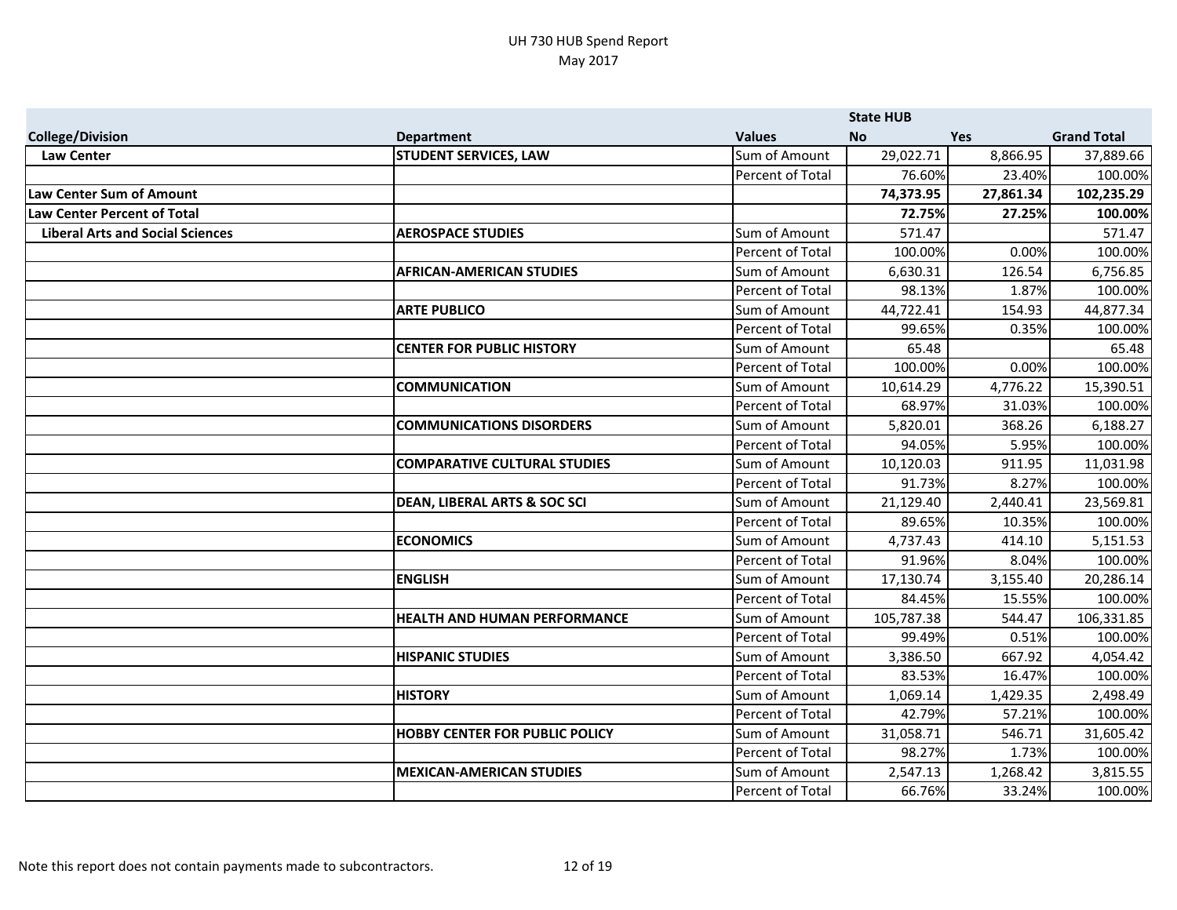# UH 730 HUB Spend Report
May 2017

| College/Division | Department | Values | State HUB No | Yes | Grand Total |
|---|---|---|---|---|---|
| **Law Center** | **STUDENT SERVICES, LAW** | Sum of Amount | 29,022.71 | 8,866.95 | 37,889.66 |
| | | Percent of Total | 76.60% | 23.40% | 100.00% |
| **Law Center Sum of Amount** | | | **74,373.95** | **27,861.34** | **102,235.29** |
| **Law Center Percent of Total** | | | **72.75%** | **27.25%** | **100.00%** |
| **Liberal Arts and Social Sciences** | **AEROSPACE STUDIES** | Sum of Amount | 571.47 | | 571.47 |
| | | Percent of Total | 100.00% | 0.00% | 100.00% |
| | **AFRICAN-AMERICAN STUDIES** | Sum of Amount | 6,630.31 | 126.54 | 6,756.85 |
| | | Percent of Total | 98.13% | 1.87% | 100.00% |
| | **ARTE PUBLICO** | Sum of Amount | 44,722.41 | 154.93 | 44,877.34 |
| | | Percent of Total | 99.65% | 0.35% | 100.00% |
| | **CENTER FOR PUBLIC HISTORY** | Sum of Amount | 65.48 | | 65.48 |
| | | Percent of Total | 100.00% | 0.00% | 100.00% |
| | **COMMUNICATION** | Sum of Amount | 10,614.29 | 4,776.22 | 15,390.51 |
| | | Percent of Total | 68.97% | 31.03% | 100.00% |
| | **COMMUNICATIONS DISORDERS** | Sum of Amount | 5,820.01 | 368.26 | 6,188.27 |
| | | Percent of Total | 94.05% | 5.95% | 100.00% |
| | **COMPARATIVE CULTURAL STUDIES** | Sum of Amount | 10,120.03 | 911.95 | 11,031.98 |
| | | Percent of Total | 91.73% | 8.27% | 100.00% |
| | **DEAN, LIBERAL ARTS & SOC SCI** | Sum of Amount | 21,129.40 | 2,440.41 | 23,569.81 |
| | | Percent of Total | 89.65% | 10.35% | 100.00% |
| | **ECONOMICS** | Sum of Amount | 4,737.43 | 414.10 | 5,151.53 |
| | | Percent of Total | 91.96% | 8.04% | 100.00% |
| | **ENGLISH** | Sum of Amount | 17,130.74 | 3,155.40 | 20,286.14 |
| | | Percent of Total | 84.45% | 15.55% | 100.00% |
| | **HEALTH AND HUMAN PERFORMANCE** | Sum of Amount | 105,787.38 | 544.47 | 106,331.85 |
| | | Percent of Total | 99.49% | 0.51% | 100.00% |
| | **HISPANIC STUDIES** | Sum of Amount | 3,386.50 | 667.92 | 4,054.42 |
| | | Percent of Total | 83.53% | 16.47% | 100.00% |
| | **HISTORY** | Sum of Amount | 1,069.14 | 1,429.35 | 2,498.49 |
| | | Percent of Total | 42.79% | 57.21% | 100.00% |
| | **HOBBY CENTER FOR PUBLIC POLICY** | Sum of Amount | 31,058.71 | 546.71 | 31,605.42 |
| | | Percent of Total | 98.27% | 1.73% | 100.00% |
| | **MEXICAN-AMERICAN STUDIES** | Sum of Amount | 2,547.13 | 1,268.42 | 3,815.55 |
| | | Percent of Total | 66.76% | 33.24% | 100.00% |

Note this report does not contain payments made to subcontractors.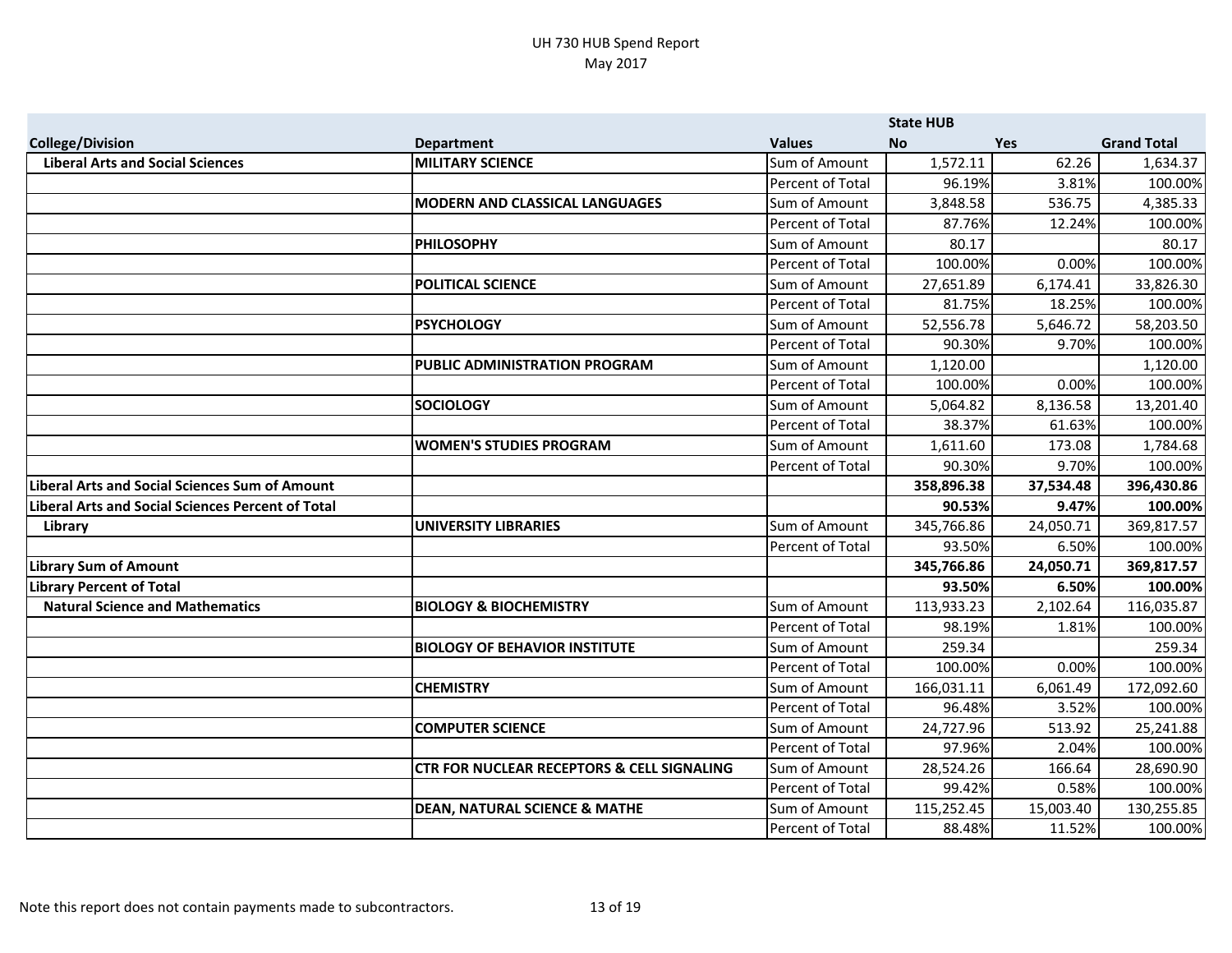# UH 730 HUB Spend Report
May 2017

| | | | State HUB | | |
|---|---|---|---|---|---|
| **College/Division** | **Department** | **Values** | **No** | **Yes** | **Grand Total** |
| **Liberal Arts and Social Sciences** | **MILITARY SCIENCE** | Sum of Amount | 1,572.11 | 62.26 | 1,634.37 |
| | | Percent of Total | 96.19% | 3.81% | 100.00% |
| | **MODERN AND CLASSICAL LANGUAGES** | Sum of Amount | 3,848.58 | 536.75 | 4,385.33 |
| | | Percent of Total | 87.76% | 12.24% | 100.00% |
| | **PHILOSOPHY** | Sum of Amount | 80.17 | | 80.17 |
| | | Percent of Total | 100.00% | 0.00% | 100.00% |
| | **POLITICAL SCIENCE** | Sum of Amount | 27,651.89 | 6,174.41 | 33,826.30 |
| | | Percent of Total | 81.75% | 18.25% | 100.00% |
| | **PSYCHOLOGY** | Sum of Amount | 52,556.78 | 5,646.72 | 58,203.50 |
| | | Percent of Total | 90.30% | 9.70% | 100.00% |
| | **PUBLIC ADMINISTRATION PROGRAM** | Sum of Amount | 1,120.00 | | 1,120.00 |
| | | Percent of Total | 100.00% | 0.00% | 100.00% |
| | **SOCIOLOGY** | Sum of Amount | 5,064.82 | 8,136.58 | 13,201.40 |
| | | Percent of Total | 38.37% | 61.63% | 100.00% |
| | **WOMEN'S STUDIES PROGRAM** | Sum of Amount | 1,611.60 | 173.08 | 1,784.68 |
| | | Percent of Total | 90.30% | 9.70% | 100.00% |
| **Liberal Arts and Social Sciences Sum of Amount** | | | **358,896.38** | **37,534.48** | **396,430.86** |
| **Liberal Arts and Social Sciences Percent of Total** | | | **90.53%** | **9.47%** | **100.00%** |
| **Library** | **UNIVERSITY LIBRARIES** | Sum of Amount | 345,766.86 | 24,050.71 | 369,817.57 |
| | | Percent of Total | 93.50% | 6.50% | 100.00% |
| **Library Sum of Amount** | | | **345,766.86** | **24,050.71** | **369,817.57** |
| **Library Percent of Total** | | | **93.50%** | **6.50%** | **100.00%** |
| **Natural Science and Mathematics** | **BIOLOGY & BIOCHEMISTRY** | Sum of Amount | 113,933.23 | 2,102.64 | 116,035.87 |
| | | Percent of Total | 98.19% | 1.81% | 100.00% |
| | **BIOLOGY OF BEHAVIOR INSTITUTE** | Sum of Amount | 259.34 | | 259.34 |
| | | Percent of Total | 100.00% | 0.00% | 100.00% |
| | **CHEMISTRY** | Sum of Amount | 166,031.11 | 6,061.49 | 172,092.60 |
| | | Percent of Total | 96.48% | 3.52% | 100.00% |
| | **COMPUTER SCIENCE** | Sum of Amount | 24,727.96 | 513.92 | 25,241.88 |
| | | Percent of Total | 97.96% | 2.04% | 100.00% |
| | **CTR FOR NUCLEAR RECEPTORS & CELL SIGNALING** | Sum of Amount | 28,524.26 | 166.64 | 28,690.90 |
| | | Percent of Total | 99.42% | 0.58% | 100.00% |
| | **DEAN, NATURAL SCIENCE & MATHE** | Sum of Amount | 115,252.45 | 15,003.40 | 130,255.85 |
| | | Percent of Total | 88.48% | 11.52% | 100.00% |

Note this report does not contain payments made to subcontractors.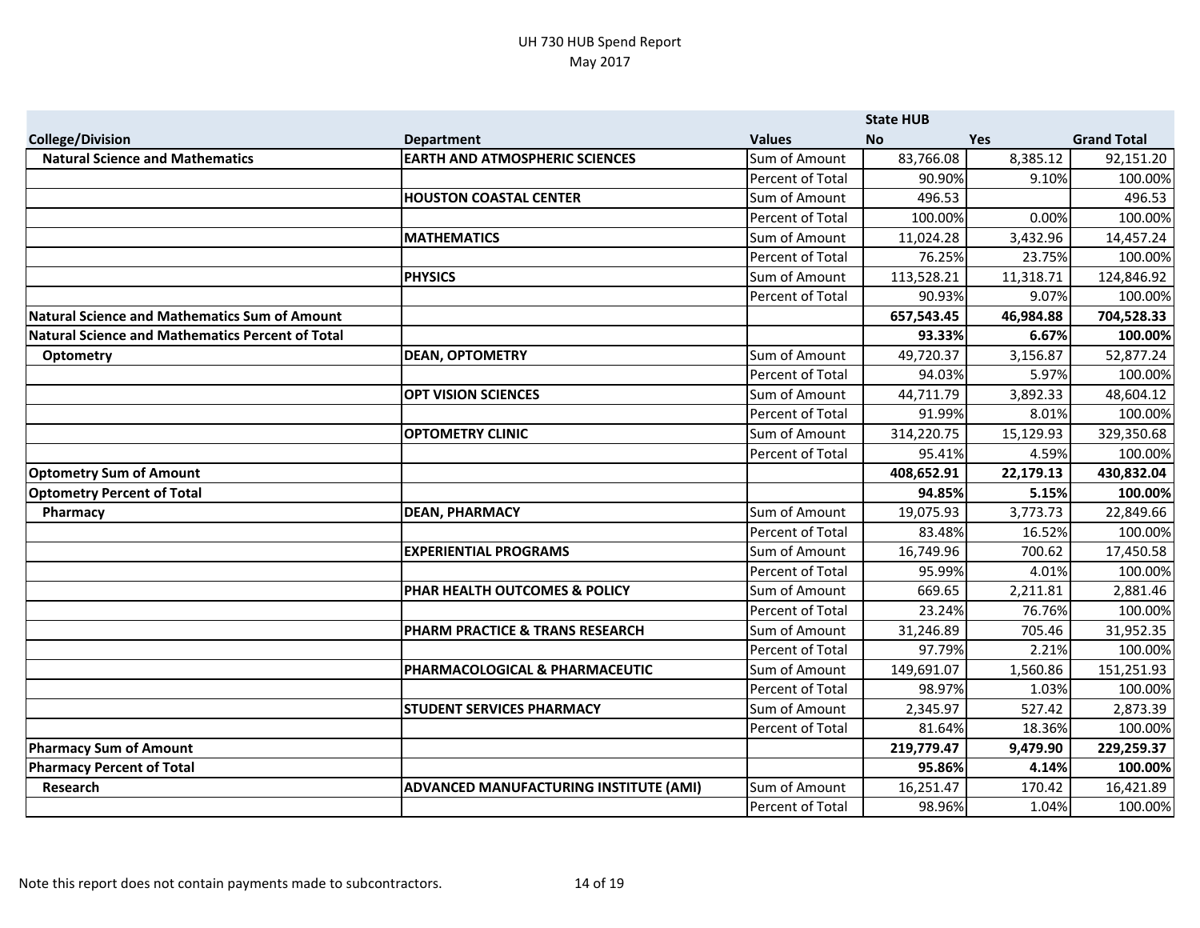UH 730 HUB Spend Report
May 2017

| College/Division | Department | Values | State HUB No | Yes | Grand Total |
|---|---|---|---|---|---|
| **Natural Science and Mathematics** | **EARTH AND ATMOSPHERIC SCIENCES** | Sum of Amount | 83,766.08 | 8,385.12 | 92,151.20 |
| | | Percent of Total | 90.90% | 9.10% | 100.00% |
| | **HOUSTON COASTAL CENTER** | Sum of Amount | 496.53 | | 496.53 |
| | | Percent of Total | 100.00% | 0.00% | 100.00% |
| | **MATHEMATICS** | Sum of Amount | 11,024.28 | 3,432.96 | 14,457.24 |
| | | Percent of Total | 76.25% | 23.75% | 100.00% |
| | **PHYSICS** | Sum of Amount | 113,528.21 | 11,318.71 | 124,846.92 |
| | | Percent of Total | 90.93% | 9.07% | 100.00% |
| **Natural Science and Mathematics Sum of Amount** | | | **657,543.45** | **46,984.88** | **704,528.33** |
| **Natural Science and Mathematics Percent of Total** | | | **93.33%** | **6.67%** | **100.00%** |
| **Optometry** | **DEAN, OPTOMETRY** | Sum of Amount | 49,720.37 | 3,156.87 | 52,877.24 |
| | | Percent of Total | 94.03% | 5.97% | 100.00% |
| | **OPT VISION SCIENCES** | Sum of Amount | 44,711.79 | 3,892.33 | 48,604.12 |
| | | Percent of Total | 91.99% | 8.01% | 100.00% |
| | **OPTOMETRY CLINIC** | Sum of Amount | 314,220.75 | 15,129.93 | 329,350.68 |
| | | Percent of Total | 95.41% | 4.59% | 100.00% |
| **Optometry Sum of Amount** | | | **408,652.91** | **22,179.13** | **430,832.04** |
| **Optometry Percent of Total** | | | **94.85%** | **5.15%** | **100.00%** |
| **Pharmacy** | **DEAN, PHARMACY** | Sum of Amount | 19,075.93 | 3,773.73 | 22,849.66 |
| | | Percent of Total | 83.48% | 16.52% | 100.00% |
| | **EXPERIENTIAL PROGRAMS** | Sum of Amount | 16,749.96 | 700.62 | 17,450.58 |
| | | Percent of Total | 95.99% | 4.01% | 100.00% |
| | **PHAR HEALTH OUTCOMES & POLICY** | Sum of Amount | 669.65 | 2,211.81 | 2,881.46 |
| | | Percent of Total | 23.24% | 76.76% | 100.00% |
| | **PHARM PRACTICE & TRANS RESEARCH** | Sum of Amount | 31,246.89 | 705.46 | 31,952.35 |
| | | Percent of Total | 97.79% | 2.21% | 100.00% |
| | **PHARMACOLOGICAL & PHARMACEUTIC** | Sum of Amount | 149,691.07 | 1,560.86 | 151,251.93 |
| | | Percent of Total | 98.97% | 1.03% | 100.00% |
| | **STUDENT SERVICES PHARMACY** | Sum of Amount | 2,345.97 | 527.42 | 2,873.39 |
| | | Percent of Total | 81.64% | 18.36% | 100.00% |
| **Pharmacy Sum of Amount** | | | **219,779.47** | **9,479.90** | **229,259.37** |
| **Pharmacy Percent of Total** | | | **95.86%** | **4.14%** | **100.00%** |
| **Research** | **ADVANCED MANUFACTURING INSTITUTE (AMI)** | Sum of Amount | 16,251.47 | 170.42 | 16,421.89 |
| | | Percent of Total | 98.96% | 1.04% | 100.00% |

Note this report does not contain payments made to subcontractors.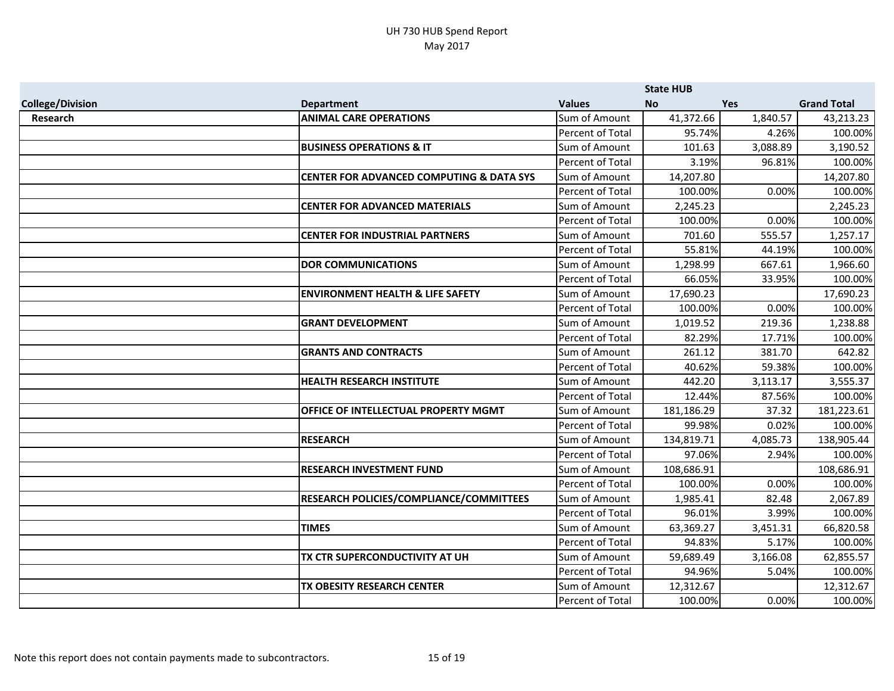UH 730 HUB Spend Report
May 2017

| | | | State HUB | | |
|---|---|---|---|---|---|
| College/Division | Department | Values | No | Yes | Grand Total |
| Research | ANIMAL CARE OPERATIONS | Sum of Amount | 41,372.66 | 1,840.57 | 43,213.23 |
| | | Percent of Total | 95.74% | 4.26% | 100.00% |
| | BUSINESS OPERATIONS & IT | Sum of Amount | 101.63 | 3,088.89 | 3,190.52 |
| | | Percent of Total | 3.19% | 96.81% | 100.00% |
| | CENTER FOR ADVANCED COMPUTING & DATA SYS | Sum of Amount | 14,207.80 | | 14,207.80 |
| | | Percent of Total | 100.00% | 0.00% | 100.00% |
| | CENTER FOR ADVANCED MATERIALS | Sum of Amount | 2,245.23 | | 2,245.23 |
| | | Percent of Total | 100.00% | 0.00% | 100.00% |
| | CENTER FOR INDUSTRIAL PARTNERS | Sum of Amount | 701.60 | 555.57 | 1,257.17 |
| | | Percent of Total | 55.81% | 44.19% | 100.00% |
| | DOR COMMUNICATIONS | Sum of Amount | 1,298.99 | 667.61 | 1,966.60 |
| | | Percent of Total | 66.05% | 33.95% | 100.00% |
| | ENVIRONMENT HEALTH & LIFE SAFETY | Sum of Amount | 17,690.23 | | 17,690.23 |
| | | Percent of Total | 100.00% | 0.00% | 100.00% |
| | GRANT DEVELOPMENT | Sum of Amount | 1,019.52 | 219.36 | 1,238.88 |
| | | Percent of Total | 82.29% | 17.71% | 100.00% |
| | GRANTS AND CONTRACTS | Sum of Amount | 261.12 | 381.70 | 642.82 |
| | | Percent of Total | 40.62% | 59.38% | 100.00% |
| | HEALTH RESEARCH INSTITUTE | Sum of Amount | 442.20 | 3,113.17 | 3,555.37 |
| | | Percent of Total | 12.44% | 87.56% | 100.00% |
| | OFFICE OF INTELLECTUAL PROPERTY MGMT | Sum of Amount | 181,186.29 | 37.32 | 181,223.61 |
| | | Percent of Total | 99.98% | 0.02% | 100.00% |
| | RESEARCH | Sum of Amount | 134,819.71 | 4,085.73 | 138,905.44 |
| | | Percent of Total | 97.06% | 2.94% | 100.00% |
| | RESEARCH INVESTMENT FUND | Sum of Amount | 108,686.91 | | 108,686.91 |
| | | Percent of Total | 100.00% | 0.00% | 100.00% |
| | RESEARCH POLICIES/COMPLIANCE/COMMITTEES | Sum of Amount | 1,985.41 | 82.48 | 2,067.89 |
| | | Percent of Total | 96.01% | 3.99% | 100.00% |
| | TIMES | Sum of Amount | 63,369.27 | 3,451.31 | 66,820.58 |
| | | Percent of Total | 94.83% | 5.17% | 100.00% |
| | TX CTR SUPERCONDUCTIVITY AT UH | Sum of Amount | 59,689.49 | 3,166.08 | 62,855.57 |
| | | Percent of Total | 94.96% | 5.04% | 100.00% |
| | TX OBESITY RESEARCH CENTER | Sum of Amount | 12,312.67 | | 12,312.67 |
| | | Percent of Total | 100.00% | 0.00% | 100.00% |

Note this report does not contain payments made to subcontractors.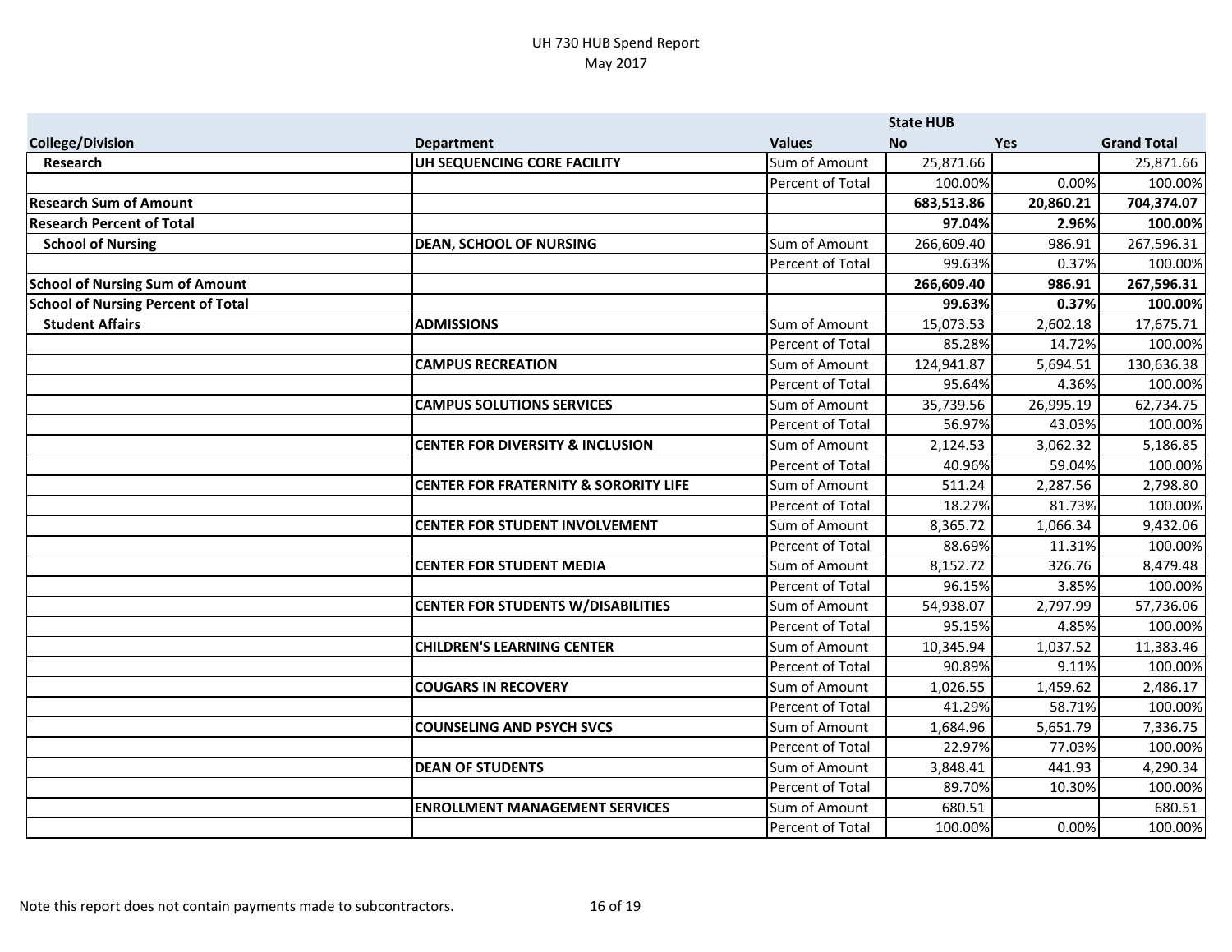UH 730 HUB Spend Report
May 2017

| College/Division | Department | Values | State HUB No | Yes | Grand Total |
|---|---|---|---|---|---|
| Research | UH SEQUENCING CORE FACILITY | Sum of Amount | 25,871.66 | | 25,871.66 |
| | | Percent of Total | 100.00% | 0.00% | 100.00% |
| **Research Sum of Amount** | | | **683,513.86** | **20,860.21** | **704,374.07** |
| **Research Percent of Total** | | | **97.04%** | **2.96%** | **100.00%** |
| School of Nursing | DEAN, SCHOOL OF NURSING | Sum of Amount | 266,609.40 | 986.91 | 267,596.31 |
| | | Percent of Total | 99.63% | 0.37% | 100.00% |
| **School of Nursing Sum of Amount** | | | **266,609.40** | **986.91** | **267,596.31** |
| **School of Nursing Percent of Total** | | | **99.63%** | **0.37%** | **100.00%** |
| Student Affairs | ADMISSIONS | Sum of Amount | 15,073.53 | 2,602.18 | 17,675.71 |
| | | Percent of Total | 85.28% | 14.72% | 100.00% |
| | CAMPUS RECREATION | Sum of Amount | 124,941.87 | 5,694.51 | 130,636.38 |
| | | Percent of Total | 95.64% | 4.36% | 100.00% |
| | CAMPUS SOLUTIONS SERVICES | Sum of Amount | 35,739.56 | 26,995.19 | 62,734.75 |
| | | Percent of Total | 56.97% | 43.03% | 100.00% |
| | CENTER FOR DIVERSITY & INCLUSION | Sum of Amount | 2,124.53 | 3,062.32 | 5,186.85 |
| | | Percent of Total | 40.96% | 59.04% | 100.00% |
| | CENTER FOR FRATERNITY & SORORITY LIFE | Sum of Amount | 511.24 | 2,287.56 | 2,798.80 |
| | | Percent of Total | 18.27% | 81.73% | 100.00% |
| | CENTER FOR STUDENT INVOLVEMENT | Sum of Amount | 8,365.72 | 1,066.34 | 9,432.06 |
| | | Percent of Total | 88.69% | 11.31% | 100.00% |
| | CENTER FOR STUDENT MEDIA | Sum of Amount | 8,152.72 | 326.76 | 8,479.48 |
| | | Percent of Total | 96.15% | 3.85% | 100.00% |
| | CENTER FOR STUDENTS W/DISABILITIES | Sum of Amount | 54,938.07 | 2,797.99 | 57,736.06 |
| | | Percent of Total | 95.15% | 4.85% | 100.00% |
| | CHILDREN'S LEARNING CENTER | Sum of Amount | 10,345.94 | 1,037.52 | 11,383.46 |
| | | Percent of Total | 90.89% | 9.11% | 100.00% |
| | COUGARS IN RECOVERY | Sum of Amount | 1,026.55 | 1,459.62 | 2,486.17 |
| | | Percent of Total | 41.29% | 58.71% | 100.00% |
| | COUNSELING AND PSYCH SVCS | Sum of Amount | 1,684.96 | 5,651.79 | 7,336.75 |
| | | Percent of Total | 22.97% | 77.03% | 100.00% |
| | DEAN OF STUDENTS | Sum of Amount | 3,848.41 | 441.93 | 4,290.34 |
| | | Percent of Total | 89.70% | 10.30% | 100.00% |
| | ENROLLMENT MANAGEMENT SERVICES | Sum of Amount | 680.51 | | 680.51 |
| | | Percent of Total | 100.00% | 0.00% | 100.00% |

Note this report does not contain payments made to subcontractors.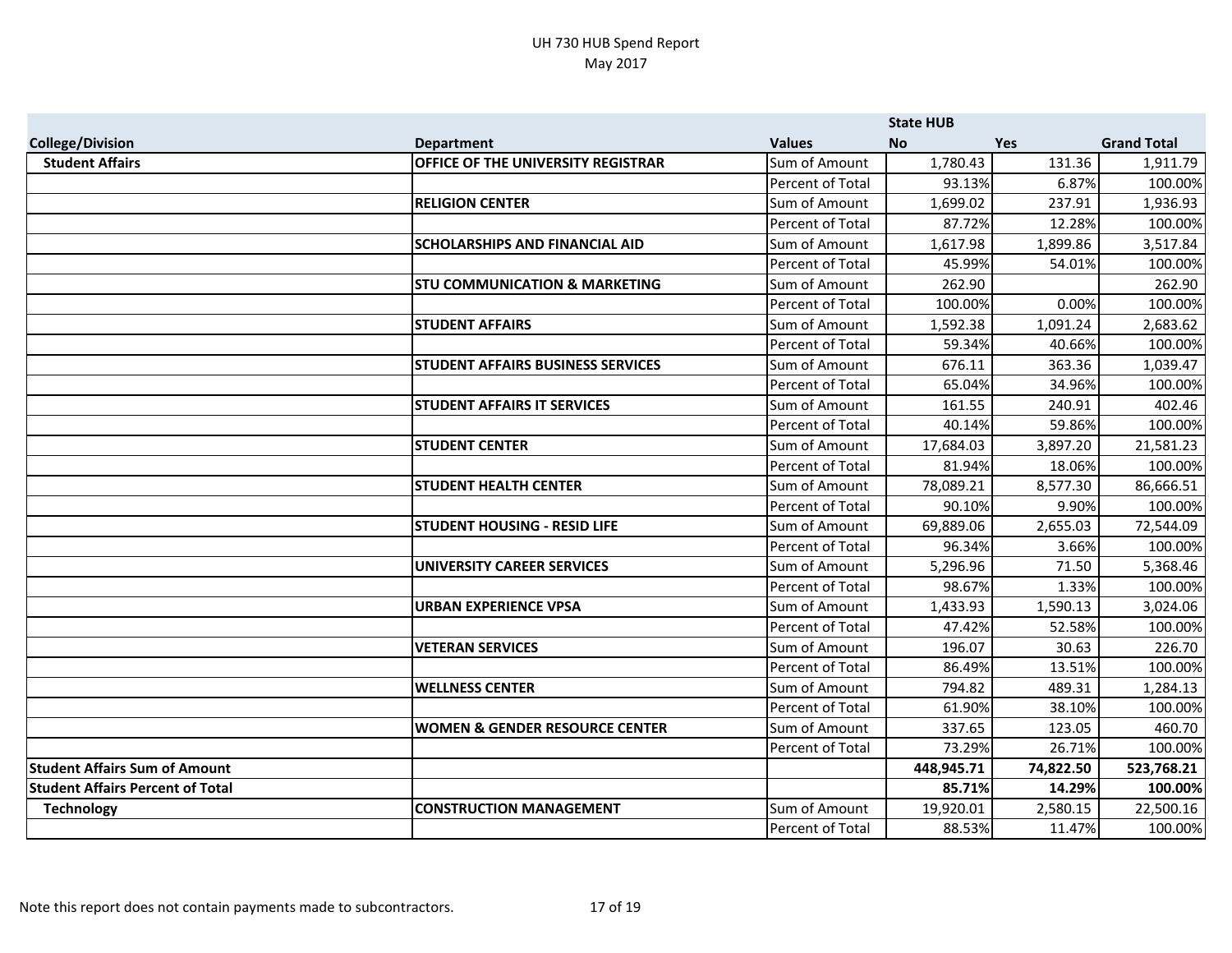UH 730 HUB Spend Report
May 2017

| College/Division | Department | Values | State HUB No | Yes | Grand Total |
|---|---|---|---|---|---|
| **Student Affairs** | **OFFICE OF THE UNIVERSITY REGISTRAR** | Sum of Amount | 1,780.43 | 131.36 | 1,911.79 |
| | | Percent of Total | 93.13% | 6.87% | 100.00% |
| | **RELIGION CENTER** | Sum of Amount | 1,699.02 | 237.91 | 1,936.93 |
| | | Percent of Total | 87.72% | 12.28% | 100.00% |
| | **SCHOLARSHIPS AND FINANCIAL AID** | Sum of Amount | 1,617.98 | 1,899.86 | 3,517.84 |
| | | Percent of Total | 45.99% | 54.01% | 100.00% |
| | **STU COMMUNICATION & MARKETING** | Sum of Amount | 262.90 | | 262.90 |
| | | Percent of Total | 100.00% | 0.00% | 100.00% |
| | **STUDENT AFFAIRS** | Sum of Amount | 1,592.38 | 1,091.24 | 2,683.62 |
| | | Percent of Total | 59.34% | 40.66% | 100.00% |
| | **STUDENT AFFAIRS BUSINESS SERVICES** | Sum of Amount | 676.11 | 363.36 | 1,039.47 |
| | | Percent of Total | 65.04% | 34.96% | 100.00% |
| | **STUDENT AFFAIRS IT SERVICES** | Sum of Amount | 161.55 | 240.91 | 402.46 |
| | | Percent of Total | 40.14% | 59.86% | 100.00% |
| | **STUDENT CENTER** | Sum of Amount | 17,684.03 | 3,897.20 | 21,581.23 |
| | | Percent of Total | 81.94% | 18.06% | 100.00% |
| | **STUDENT HEALTH CENTER** | Sum of Amount | 78,089.21 | 8,577.30 | 86,666.51 |
| | | Percent of Total | 90.10% | 9.90% | 100.00% |
| | **STUDENT HOUSING - RESID LIFE** | Sum of Amount | 69,889.06 | 2,655.03 | 72,544.09 |
| | | Percent of Total | 96.34% | 3.66% | 100.00% |
| | **UNIVERSITY CAREER SERVICES** | Sum of Amount | 5,296.96 | 71.50 | 5,368.46 |
| | | Percent of Total | 98.67% | 1.33% | 100.00% |
| | **URBAN EXPERIENCE VPSA** | Sum of Amount | 1,433.93 | 1,590.13 | 3,024.06 |
| | | Percent of Total | 47.42% | 52.58% | 100.00% |
| | **VETERAN SERVICES** | Sum of Amount | 196.07 | 30.63 | 226.70 |
| | | Percent of Total | 86.49% | 13.51% | 100.00% |
| | **WELLNESS CENTER** | Sum of Amount | 794.82 | 489.31 | 1,284.13 |
| | | Percent of Total | 61.90% | 38.10% | 100.00% |
| | **WOMEN & GENDER RESOURCE CENTER** | Sum of Amount | 337.65 | 123.05 | 460.70 |
| | | Percent of Total | 73.29% | 26.71% | 100.00% |
| **Student Affairs Sum of Amount** | | | **448,945.71** | **74,822.50** | **523,768.21** |
| **Student Affairs Percent of Total** | | | **85.71%** | **14.29%** | **100.00%** |
| **Technology** | **CONSTRUCTION MANAGEMENT** | Sum of Amount | 19,920.01 | 2,580.15 | 22,500.16 |
| | | Percent of Total | 88.53% | 11.47% | 100.00% |

Note this report does not contain payments made to subcontractors.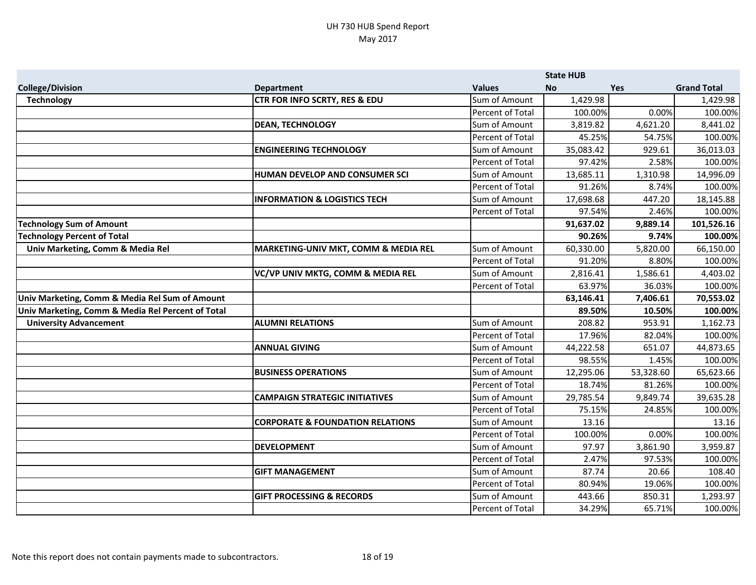UH 730 HUB Spend Report
May 2017

| College/Division | Department | Values | State HUB No | Yes | Grand Total |
|---|---|---|---|---|---|
| **Technology** | **CTR FOR INFO SCRTY, RES & EDU** | Sum of Amount | 1,429.98 | | 1,429.98 |
| | | Percent of Total | 100.00% | 0.00% | 100.00% |
| | **DEAN, TECHNOLOGY** | Sum of Amount | 3,819.82 | 4,621.20 | 8,441.02 |
| | | Percent of Total | 45.25% | 54.75% | 100.00% |
| | **ENGINEERING TECHNOLOGY** | Sum of Amount | 35,083.42 | 929.61 | 36,013.03 |
| | | Percent of Total | 97.42% | 2.58% | 100.00% |
| | **HUMAN DEVELOP AND CONSUMER SCI** | Sum of Amount | 13,685.11 | 1,310.98 | 14,996.09 |
| | | Percent of Total | 91.26% | 8.74% | 100.00% |
| | **INFORMATION & LOGISTICS TECH** | Sum of Amount | 17,698.68 | 447.20 | 18,145.88 |
| | | Percent of Total | 97.54% | 2.46% | 100.00% |
| **Technology Sum of Amount** | | | **91,637.02** | **9,889.14** | **101,526.16** |
| **Technology Percent of Total** | | | **90.26%** | **9.74%** | **100.00%** |
| **Univ Marketing, Comm & Media Rel** | **MARKETING-UNIV MKT, COMM & MEDIA REL** | Sum of Amount | 60,330.00 | 5,820.00 | 66,150.00 |
| | | Percent of Total | 91.20% | 8.80% | 100.00% |
| | **VC/VP UNIV MKTG, COMM & MEDIA REL** | Sum of Amount | 2,816.41 | 1,586.61 | 4,403.02 |
| | | Percent of Total | 63.97% | 36.03% | 100.00% |
| **Univ Marketing, Comm & Media Rel Sum of Amount** | | | **63,146.41** | **7,406.61** | **70,553.02** |
| **Univ Marketing, Comm & Media Rel Percent of Total** | | | **89.50%** | **10.50%** | **100.00%** |
| **University Advancement** | **ALUMNI RELATIONS** | Sum of Amount | 208.82 | 953.91 | 1,162.73 |
| | | Percent of Total | 17.96% | 82.04% | 100.00% |
| | **ANNUAL GIVING** | Sum of Amount | 44,222.58 | 651.07 | 44,873.65 |
| | | Percent of Total | 98.55% | 1.45% | 100.00% |
| | **BUSINESS OPERATIONS** | Sum of Amount | 12,295.06 | 53,328.60 | 65,623.66 |
| | | Percent of Total | 18.74% | 81.26% | 100.00% |
| | **CAMPAIGN STRATEGIC INITIATIVES** | Sum of Amount | 29,785.54 | 9,849.74 | 39,635.28 |
| | | Percent of Total | 75.15% | 24.85% | 100.00% |
| | **CORPORATE & FOUNDATION RELATIONS** | Sum of Amount | 13.16 | | 13.16 |
| | | Percent of Total | 100.00% | 0.00% | 100.00% |
| | **DEVELOPMENT** | Sum of Amount | 97.97 | 3,861.90 | 3,959.87 |
| | | Percent of Total | 2.47% | 97.53% | 100.00% |
| | **GIFT MANAGEMENT** | Sum of Amount | 87.74 | 20.66 | 108.40 |
| | | Percent of Total | 80.94% | 19.06% | 100.00% |
| | **GIFT PROCESSING & RECORDS** | Sum of Amount | 443.66 | 850.31 | 1,293.97 |
| | | Percent of Total | 34.29% | 65.71% | 100.00% |

Note this report does not contain payments made to subcontractors.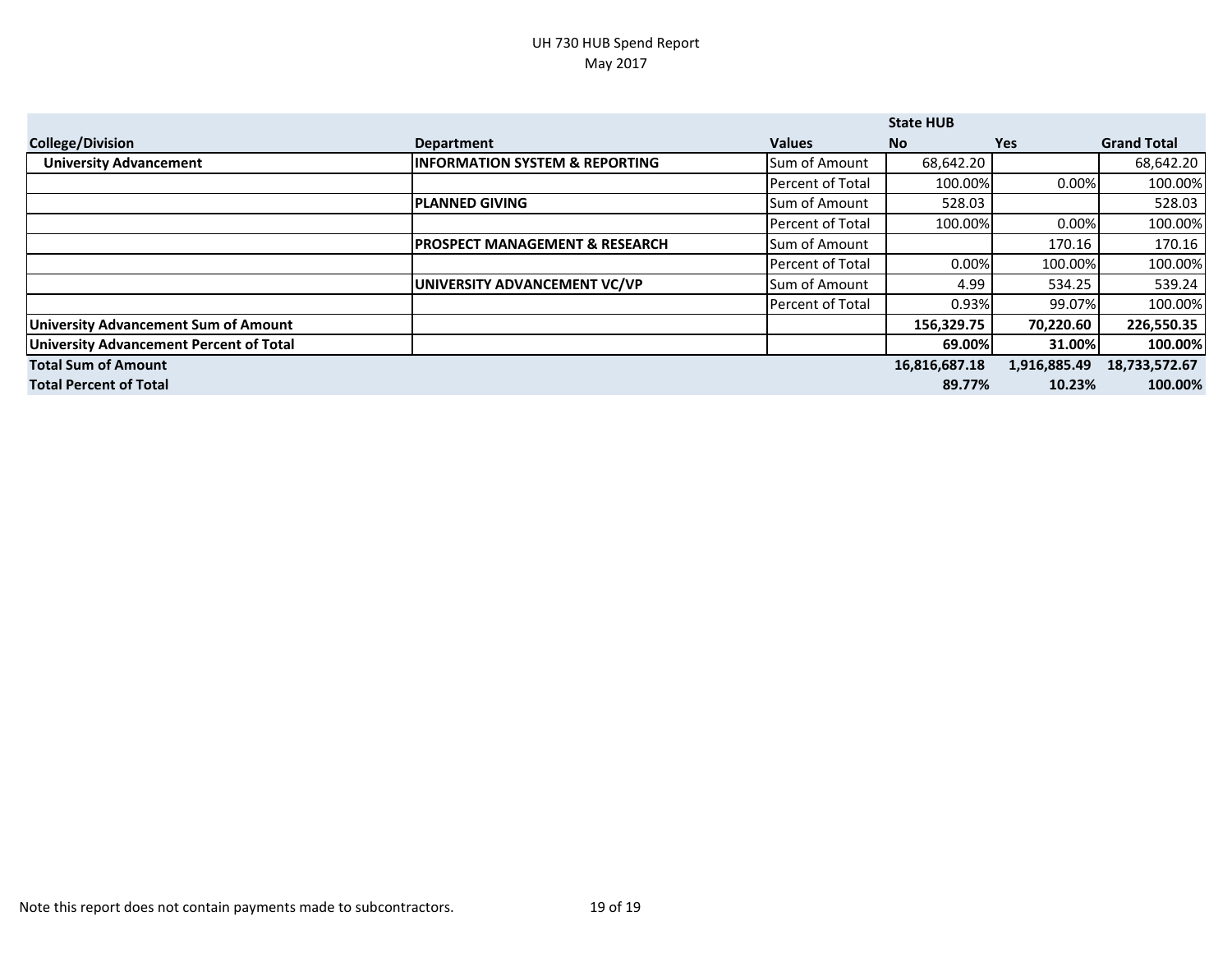UH 730 HUB Spend Report
May 2017

| | | | State HUB | | |
|---|---|---|---|---|---|
| **College/Division** | **Department** | **Values** | **No** | **Yes** | **Grand Total** |
| **University Advancement** | **INFORMATION SYSTEM & REPORTING** | Sum of Amount | 68,642.20 | | 68,642.20 |
| | | Percent of Total | 100.00% | 0.00% | 100.00% |
| | **PLANNED GIVING** | Sum of Amount | 528.03 | | 528.03 |
| | | Percent of Total | 100.00% | 0.00% | 100.00% |
| | **PROSPECT MANAGEMENT & RESEARCH** | Sum of Amount | | 170.16 | 170.16 |
| | | Percent of Total | 0.00% | 100.00% | 100.00% |
| | **UNIVERSITY ADVANCEMENT VC/VP** | Sum of Amount | 4.99 | 534.25 | 539.24 |
| | | Percent of Total | 0.93% | 99.07% | 100.00% |
| **University Advancement Sum of Amount** | | | **156,329.75** | **70,220.60** | **226,550.35** |
| **University Advancement Percent of Total** | | | **69.00%** | **31.00%** | **100.00%** |
| **Total Sum of Amount** | | | **16,816,687.18** | **1,916,885.49** | **18,733,572.67** |
| **Total Percent of Total** | | | **89.77%** | **10.23%** | **100.00%** |

Note this report does not contain payments made to subcontractors.